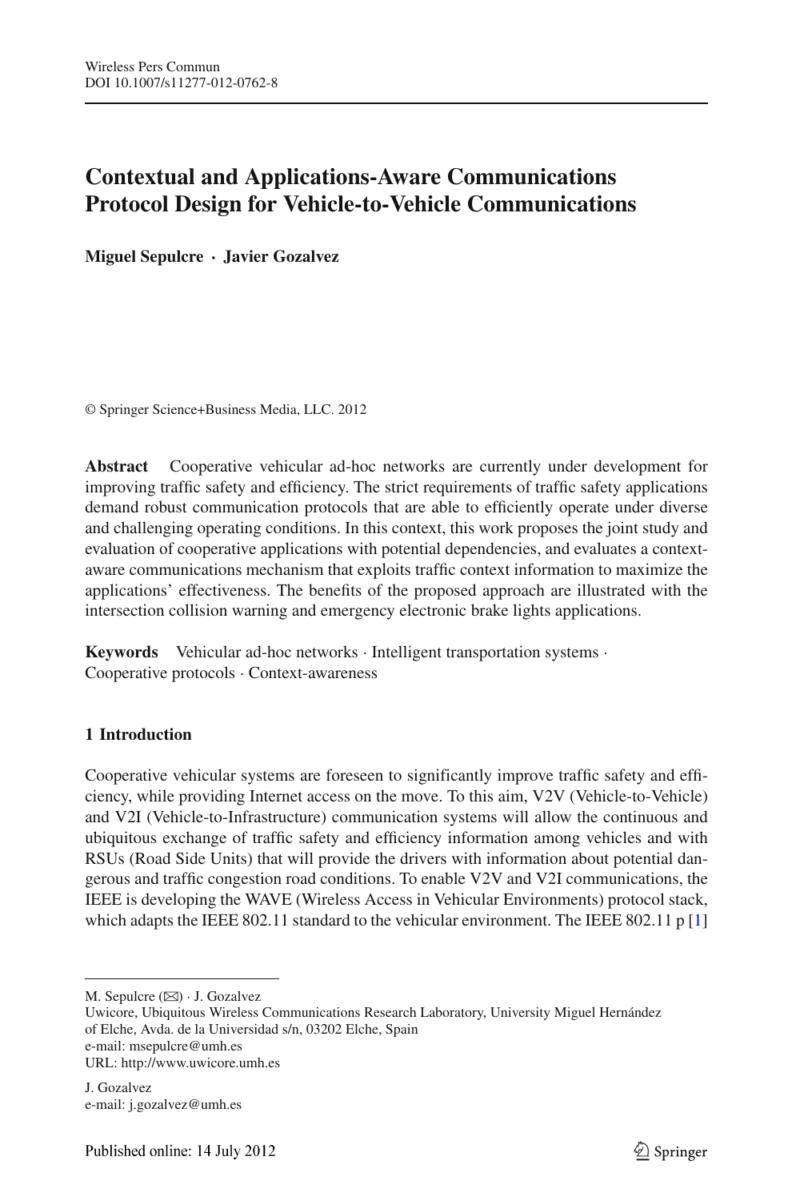# Contextual and Applications-Aware Communications Protocol Design for Vehicle-to-Vehicle Communications

**Miguel Sepulcre · Javier Gozalvez**

© Springer Science+Business Media, LLC. 2012

**Abstract** Cooperative vehicular ad-hoc networks are currently under development for improving traffic safety and efficiency. The strict requirements of traffic safety applications demand robust communication protocols that are able to efficiently operate under diverse and challenging operating conditions. In this context, this work proposes the joint study and evaluation of cooperative applications with potential dependencies, and evaluates a context-aware communications mechanism that exploits traffic context information to maximize the applications' effectiveness. The benefits of the proposed approach are illustrated with the intersection collision warning and emergency electronic brake lights applications.

**Keywords** Vehicular ad-hoc networks · Intelligent transportation systems · Cooperative protocols · Context-awareness

## 1 Introduction

Cooperative vehicular systems are foreseen to significantly improve traffic safety and efficiency, while providing Internet access on the move. To this aim, V2V (Vehicle-to-Vehicle) and V2I (Vehicle-to-Infrastructure) communication systems will allow the continuous and ubiquitous exchange of traffic safety and efficiency information among vehicles and with RSUs (Road Side Units) that will provide the drivers with information about potential dangerous and traffic congestion road conditions. To enable V2V and V2I communications, the IEEE is developing the WAVE (Wireless Access in Vehicular Environments) protocol stack, which adapts the IEEE 802.11 standard to the vehicular environment. The IEEE 802.11 p [1]

---

M. Sepulcre (✉) · J. Gozalvez
Uwicore, Ubiquitous Wireless Communications Research Laboratory, University Miguel Hernández of Elche, Avda. de la Universidad s/n, 03202 Elche, Spain
e-mail: msepulcre@umh.es
URL: http://www.uwicore.umh.es

J. Gozalvez
e-mail: j.gozalvez@umh.es

Published online: 14 July 2012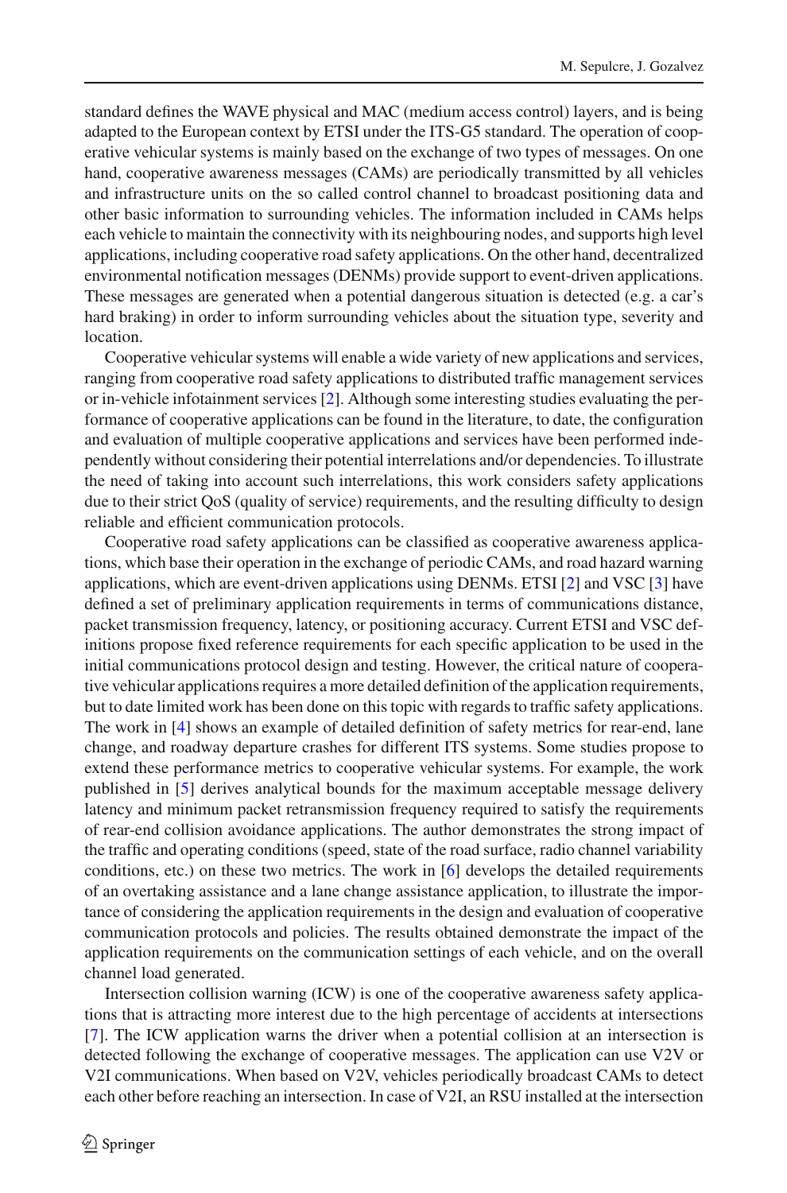standard defines the WAVE physical and MAC (medium access control) layers, and is being adapted to the European context by ETSI under the ITS-G5 standard. The operation of cooperative vehicular systems is mainly based on the exchange of two types of messages. On one hand, cooperative awareness messages (CAMs) are periodically transmitted by all vehicles and infrastructure units on the so called control channel to broadcast positioning data and other basic information to surrounding vehicles. The information included in CAMs helps each vehicle to maintain the connectivity with its neighbouring nodes, and supports high level applications, including cooperative road safety applications. On the other hand, decentralized environmental notification messages (DENMs) provide support to event-driven applications. These messages are generated when a potential dangerous situation is detected (e.g. a car's hard braking) in order to inform surrounding vehicles about the situation type, severity and location.

Cooperative vehicular systems will enable a wide variety of new applications and services, ranging from cooperative road safety applications to distributed traffic management services or in-vehicle infotainment services [2]. Although some interesting studies evaluating the performance of cooperative applications can be found in the literature, to date, the configuration and evaluation of multiple cooperative applications and services have been performed independently without considering their potential interrelations and/or dependencies. To illustrate the need of taking into account such interrelations, this work considers safety applications due to their strict QoS (quality of service) requirements, and the resulting difficulty to design reliable and efficient communication protocols.

Cooperative road safety applications can be classified as cooperative awareness applications, which base their operation in the exchange of periodic CAMs, and road hazard warning applications, which are event-driven applications using DENMs. ETSI [2] and VSC [3] have defined a set of preliminary application requirements in terms of communications distance, packet transmission frequency, latency, or positioning accuracy. Current ETSI and VSC definitions propose fixed reference requirements for each specific application to be used in the initial communications protocol design and testing. However, the critical nature of cooperative vehicular applications requires a more detailed definition of the application requirements, but to date limited work has been done on this topic with regards to traffic safety applications. The work in [4] shows an example of detailed definition of safety metrics for rear-end, lane change, and roadway departure crashes for different ITS systems. Some studies propose to extend these performance metrics to cooperative vehicular systems. For example, the work published in [5] derives analytical bounds for the maximum acceptable message delivery latency and minimum packet retransmission frequency required to satisfy the requirements of rear-end collision avoidance applications. The author demonstrates the strong impact of the traffic and operating conditions (speed, state of the road surface, radio channel variability conditions, etc.) on these two metrics. The work in [6] develops the detailed requirements of an overtaking assistance and a lane change assistance application, to illustrate the importance of considering the application requirements in the design and evaluation of cooperative communication protocols and policies. The results obtained demonstrate the impact of the application requirements on the communication settings of each vehicle, and on the overall channel load generated.

Intersection collision warning (ICW) is one of the cooperative awareness safety applications that is attracting more interest due to the high percentage of accidents at intersections [7]. The ICW application warns the driver when a potential collision at an intersection is detected following the exchange of cooperative messages. The application can use V2V or V2I communications. When based on V2V, vehicles periodically broadcast CAMs to detect each other before reaching an intersection. In case of V2I, an RSU installed at the intersection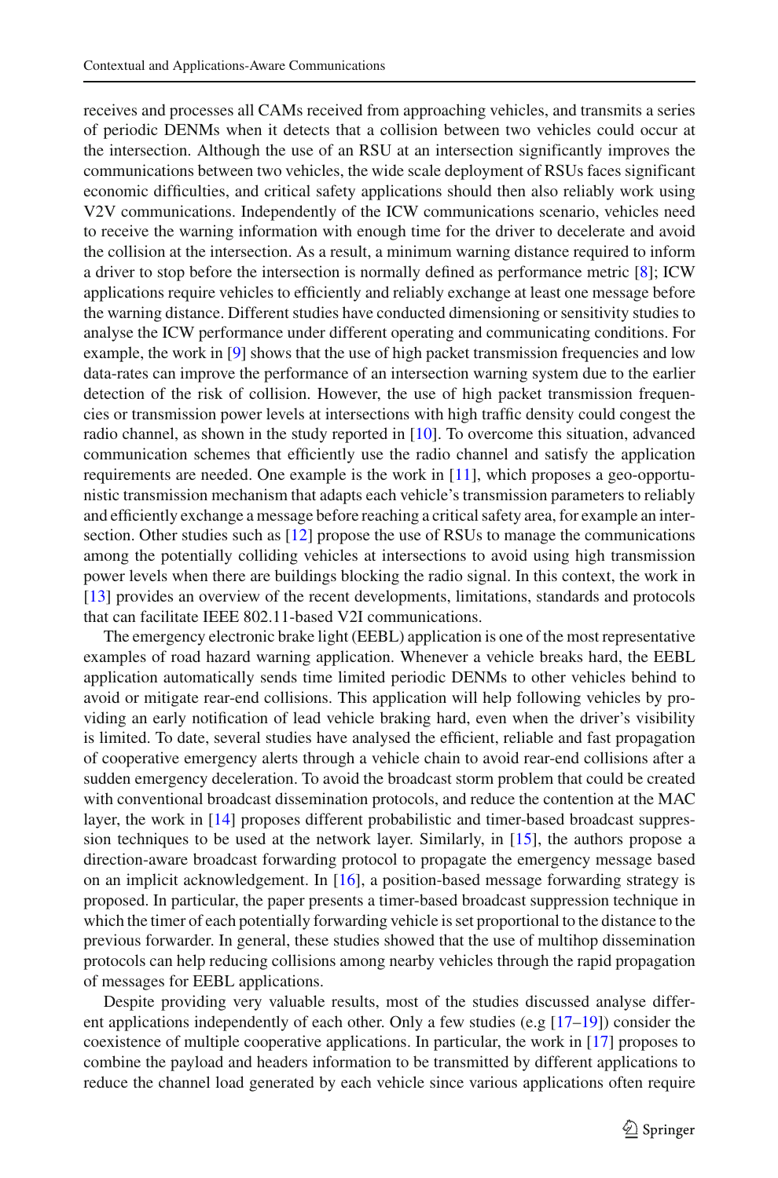receives and processes all CAMs received from approaching vehicles, and transmits a series of periodic DENMs when it detects that a collision between two vehicles could occur at the intersection. Although the use of an RSU at an intersection significantly improves the communications between two vehicles, the wide scale deployment of RSUs faces significant economic difficulties, and critical safety applications should then also reliably work using V2V communications. Independently of the ICW communications scenario, vehicles need to receive the warning information with enough time for the driver to decelerate and avoid the collision at the intersection. As a result, a minimum warning distance required to inform a driver to stop before the intersection is normally defined as performance metric [8]; ICW applications require vehicles to efficiently and reliably exchange at least one message before the warning distance. Different studies have conducted dimensioning or sensitivity studies to analyse the ICW performance under different operating and communicating conditions. For example, the work in [9] shows that the use of high packet transmission frequencies and low data-rates can improve the performance of an intersection warning system due to the earlier detection of the risk of collision. However, the use of high packet transmission frequencies or transmission power levels at intersections with high traffic density could congest the radio channel, as shown in the study reported in [10]. To overcome this situation, advanced communication schemes that efficiently use the radio channel and satisfy the application requirements are needed. One example is the work in [11], which proposes a geo-opportunistic transmission mechanism that adapts each vehicle's transmission parameters to reliably and efficiently exchange a message before reaching a critical safety area, for example an intersection. Other studies such as [12] propose the use of RSUs to manage the communications among the potentially colliding vehicles at intersections to avoid using high transmission power levels when there are buildings blocking the radio signal. In this context, the work in [13] provides an overview of the recent developments, limitations, standards and protocols that can facilitate IEEE 802.11-based V2I communications.

The emergency electronic brake light (EEBL) application is one of the most representative examples of road hazard warning application. Whenever a vehicle breaks hard, the EEBL application automatically sends time limited periodic DENMs to other vehicles behind to avoid or mitigate rear-end collisions. This application will help following vehicles by providing an early notification of lead vehicle braking hard, even when the driver's visibility is limited. To date, several studies have analysed the efficient, reliable and fast propagation of cooperative emergency alerts through a vehicle chain to avoid rear-end collisions after a sudden emergency deceleration. To avoid the broadcast storm problem that could be created with conventional broadcast dissemination protocols, and reduce the contention at the MAC layer, the work in [14] proposes different probabilistic and timer-based broadcast suppression techniques to be used at the network layer. Similarly, in [15], the authors propose a direction-aware broadcast forwarding protocol to propagate the emergency message based on an implicit acknowledgement. In [16], a position-based message forwarding strategy is proposed. In particular, the paper presents a timer-based broadcast suppression technique in which the timer of each potentially forwarding vehicle is set proportional to the distance to the previous forwarder. In general, these studies showed that the use of multihop dissemination protocols can help reducing collisions among nearby vehicles through the rapid propagation of messages for EEBL applications.

Despite providing very valuable results, most of the studies discussed analyse different applications independently of each other. Only a few studies (e.g [17–19]) consider the coexistence of multiple cooperative applications. In particular, the work in [17] proposes to combine the payload and headers information to be transmitted by different applications to reduce the channel load generated by each vehicle since various applications often require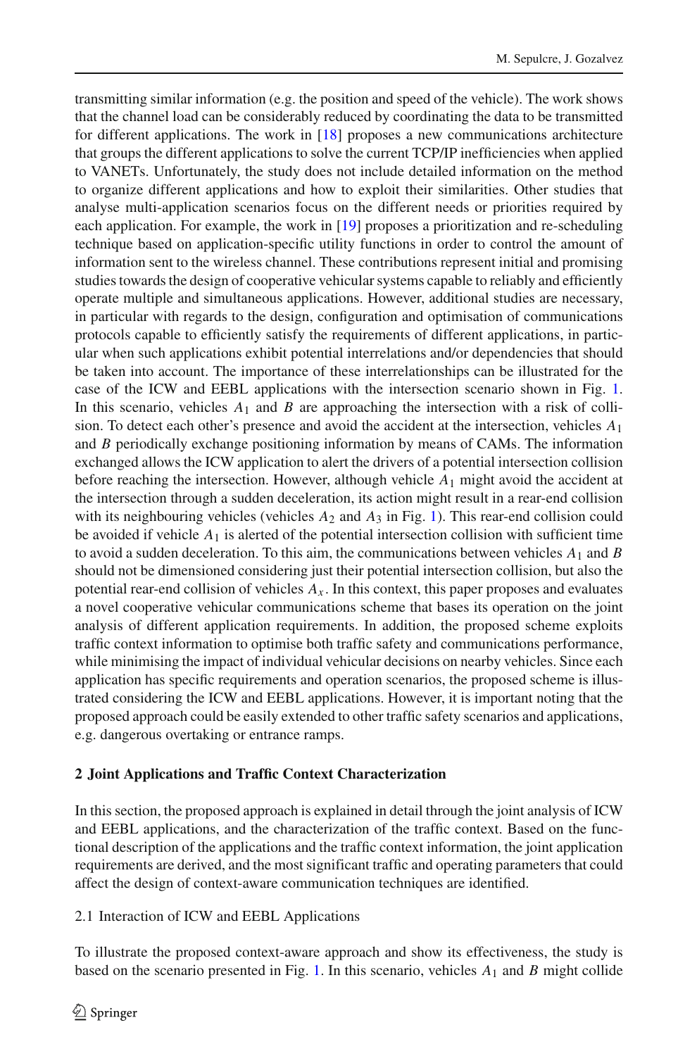transmitting similar information (e.g. the position and speed of the vehicle). The work shows that the channel load can be considerably reduced by coordinating the data to be transmitted for different applications. The work in [18] proposes a new communications architecture that groups the different applications to solve the current TCP/IP inefficiencies when applied to VANETs. Unfortunately, the study does not include detailed information on the method to organize different applications and how to exploit their similarities. Other studies that analyse multi-application scenarios focus on the different needs or priorities required by each application. For example, the work in [19] proposes a prioritization and re-scheduling technique based on application-specific utility functions in order to control the amount of information sent to the wireless channel. These contributions represent initial and promising studies towards the design of cooperative vehicular systems capable to reliably and efficiently operate multiple and simultaneous applications. However, additional studies are necessary, in particular with regards to the design, configuration and optimisation of communications protocols capable to efficiently satisfy the requirements of different applications, in particular when such applications exhibit potential interrelations and/or dependencies that should be taken into account. The importance of these interrelationships can be illustrated for the case of the ICW and EEBL applications with the intersection scenario shown in Fig. 1. In this scenario, vehicles $A_1$ and $B$ are approaching the intersection with a risk of collision. To detect each other's presence and avoid the accident at the intersection, vehicles $A_1$ and $B$ periodically exchange positioning information by means of CAMs. The information exchanged allows the ICW application to alert the drivers of a potential intersection collision before reaching the intersection. However, although vehicle $A_1$ might avoid the accident at the intersection through a sudden deceleration, its action might result in a rear-end collision with its neighbouring vehicles (vehicles $A_2$ and $A_3$ in Fig. 1). This rear-end collision could be avoided if vehicle $A_1$ is alerted of the potential intersection collision with sufficient time to avoid a sudden deceleration. To this aim, the communications between vehicles $A_1$ and $B$ should not be dimensioned considering just their potential intersection collision, but also the potential rear-end collision of vehicles $A_x$. In this context, this paper proposes and evaluates a novel cooperative vehicular communications scheme that bases its operation on the joint analysis of different application requirements. In addition, the proposed scheme exploits traffic context information to optimise both traffic safety and communications performance, while minimising the impact of individual vehicular decisions on nearby vehicles. Since each application has specific requirements and operation scenarios, the proposed scheme is illustrated considering the ICW and EEBL applications. However, it is important noting that the proposed approach could be easily extended to other traffic safety scenarios and applications, e.g. dangerous overtaking or entrance ramps.

## 2 Joint Applications and Traffic Context Characterization

In this section, the proposed approach is explained in detail through the joint analysis of ICW and EEBL applications, and the characterization of the traffic context. Based on the functional description of the applications and the traffic context information, the joint application requirements are derived, and the most significant traffic and operating parameters that could affect the design of context-aware communication techniques are identified.

### 2.1 Interaction of ICW and EEBL Applications

To illustrate the proposed context-aware approach and show its effectiveness, the study is based on the scenario presented in Fig. 1. In this scenario, vehicles $A_1$ and $B$ might collide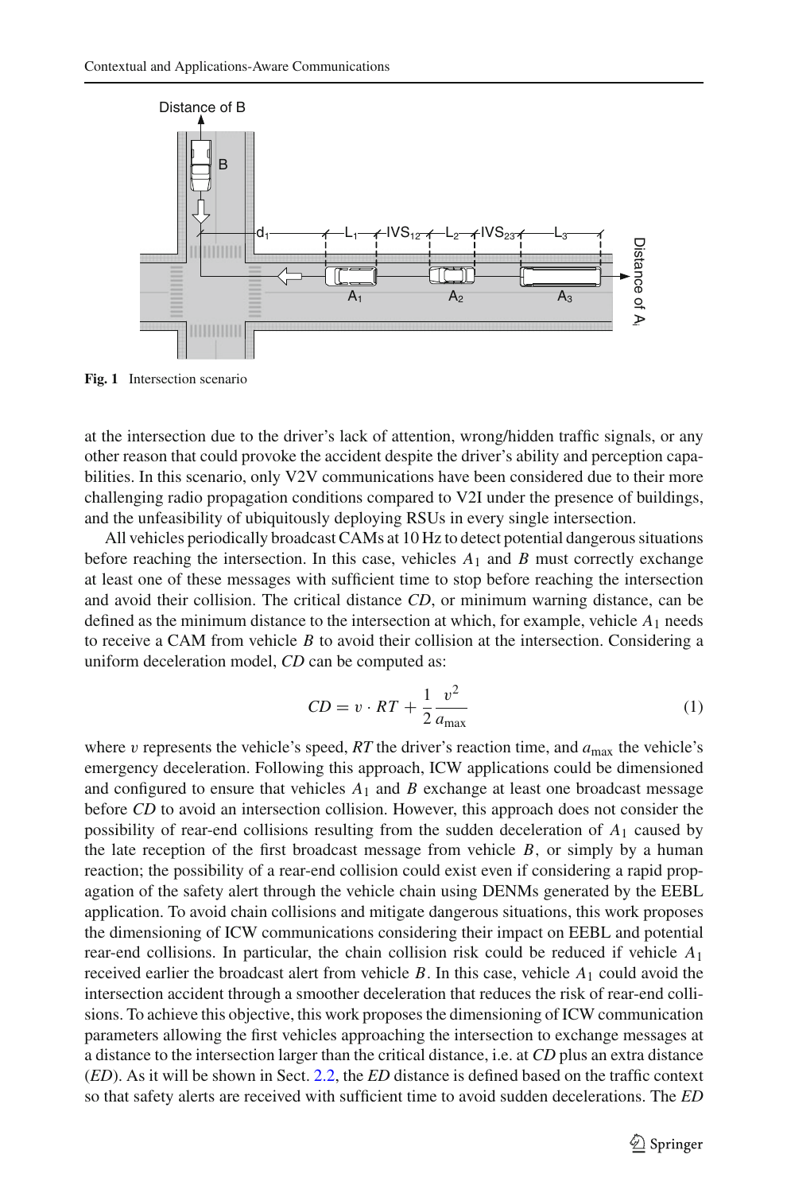Fig. 1 Intersection scenario

at the intersection due to the driver's lack of attention, wrong/hidden traffic signals, or any other reason that could provoke the accident despite the driver's ability and perception capabilities. In this scenario, only V2V communications have been considered due to their more challenging radio propagation conditions compared to V2I under the presence of buildings, and the unfeasibility of ubiquitously deploying RSUs in every single intersection.

All vehicles periodically broadcast CAMs at 10 Hz to detect potential dangerous situations before reaching the intersection. In this case, vehicles $A_1$ and $B$ must correctly exchange at least one of these messages with sufficient time to stop before reaching the intersection and avoid their collision. The critical distance *CD*, or minimum warning distance, can be defined as the minimum distance to the intersection at which, for example, vehicle $A_1$ needs to receive a CAM from vehicle $B$ to avoid their collision at the intersection. Considering a uniform deceleration model, *CD* can be computed as:

$$CD = v \cdot RT + \frac{1}{2}\frac{v^2}{a_{\max}} \tag{1}$$

where $v$ represents the vehicle's speed, *RT* the driver's reaction time, and $a_{\max}$ the vehicle's emergency deceleration. Following this approach, ICW applications could be dimensioned and configured to ensure that vehicles $A_1$ and $B$ exchange at least one broadcast message before *CD* to avoid an intersection collision. However, this approach does not consider the possibility of rear-end collisions resulting from the sudden deceleration of $A_1$ caused by the late reception of the first broadcast message from vehicle $B$, or simply by a human reaction; the possibility of a rear-end collision could exist even if considering a rapid propagation of the safety alert through the vehicle chain using DENMs generated by the EEBL application. To avoid chain collisions and mitigate dangerous situations, this work proposes the dimensioning of ICW communications considering their impact on EEBL and potential rear-end collisions. In particular, the chain collision risk could be reduced if vehicle $A_1$ received earlier the broadcast alert from vehicle $B$. In this case, vehicle $A_1$ could avoid the intersection accident through a smoother deceleration that reduces the risk of rear-end collisions. To achieve this objective, this work proposes the dimensioning of ICW communication parameters allowing the first vehicles approaching the intersection to exchange messages at a distance to the intersection larger than the critical distance, i.e. at *CD* plus an extra distance (*ED*). As it will be shown in Sect. 2.2, the *ED* distance is defined based on the traffic context so that safety alerts are received with sufficient time to avoid sudden decelerations. The *ED*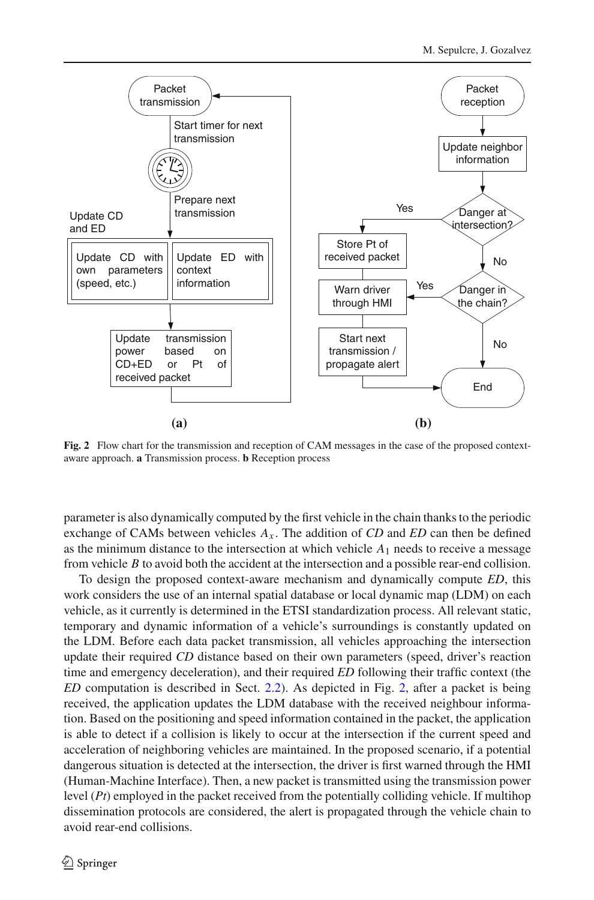**Fig. 2** Flow chart for the transmission and reception of CAM messages in the case of the proposed context-aware approach. **a** Transmission process. **b** Reception process

parameter is also dynamically computed by the first vehicle in the chain thanks to the periodic exchange of CAMs between vehicles $A_x$. The addition of *CD* and *ED* can then be defined as the minimum distance to the intersection at which vehicle $A_1$ needs to receive a message from vehicle *B* to avoid both the accident at the intersection and a possible rear-end collision.

To design the proposed context-aware mechanism and dynamically compute *ED*, this work considers the use of an internal spatial database or local dynamic map (LDM) on each vehicle, as it currently is determined in the ETSI standardization process. All relevant static, temporary and dynamic information of a vehicle's surroundings is constantly updated on the LDM. Before each data packet transmission, all vehicles approaching the intersection update their required *CD* distance based on their own parameters (speed, driver's reaction time and emergency deceleration), and their required *ED* following their traffic context (the *ED* computation is described in Sect. 2.2). As depicted in Fig. 2, after a packet is being received, the application updates the LDM database with the received neighbour information. Based on the positioning and speed information contained in the packet, the application is able to detect if a collision is likely to occur at the intersection if the current speed and acceleration of neighboring vehicles are maintained. In the proposed scenario, if a potential dangerous situation is detected at the intersection, the driver is first warned through the HMI (Human-Machine Interface). Then, a new packet is transmitted using the transmission power level (*Pt*) employed in the packet received from the potentially colliding vehicle. If multihop dissemination protocols are considered, the alert is propagated through the vehicle chain to avoid rear-end collisions.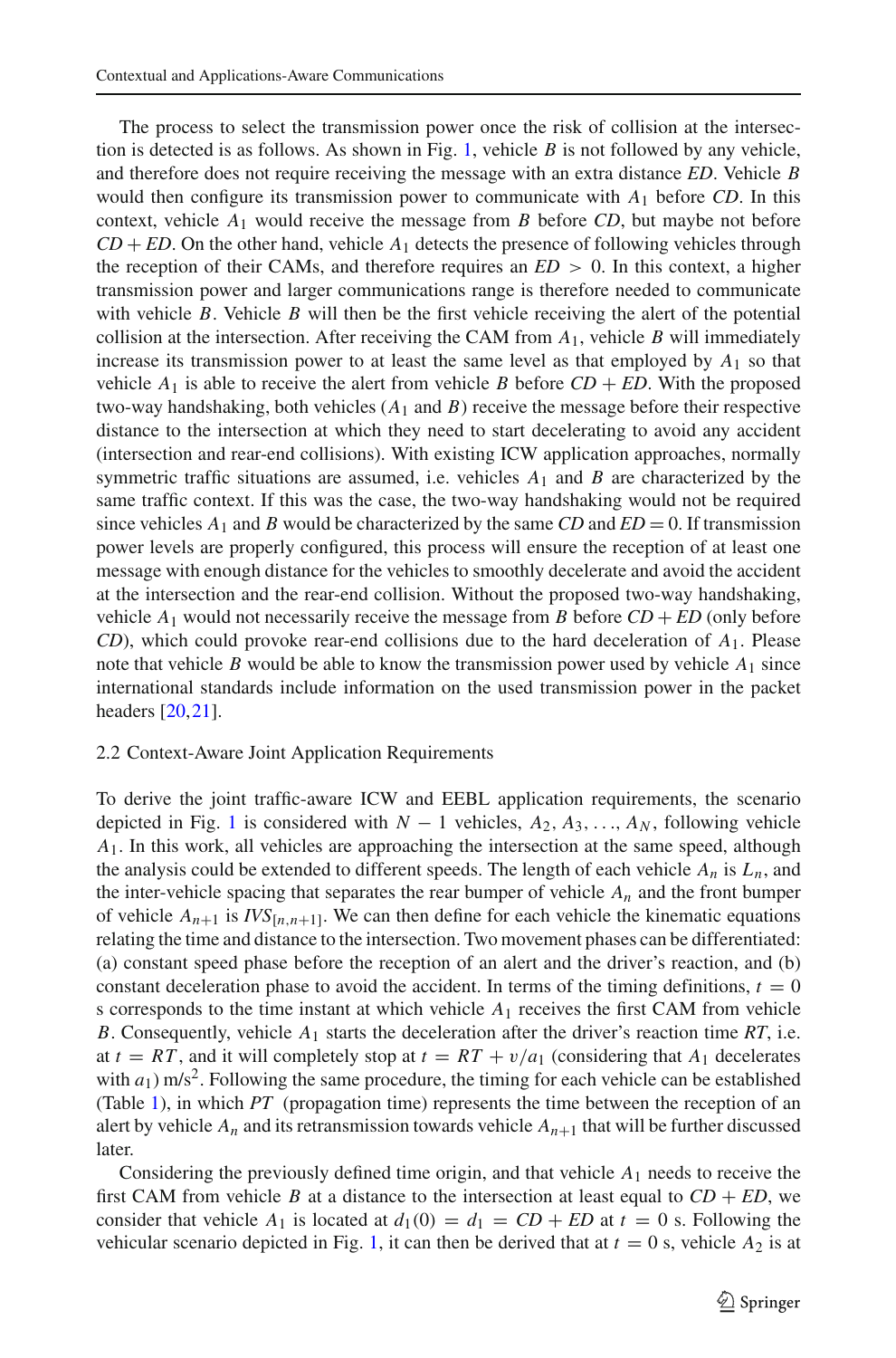The process to select the transmission power once the risk of collision at the intersection is detected is as follows. As shown in Fig. 1, vehicle $B$ is not followed by any vehicle, and therefore does not require receiving the message with an extra distance $ED$. Vehicle $B$ would then configure its transmission power to communicate with $A_1$ before $CD$. In this context, vehicle $A_1$ would receive the message from $B$ before $CD$, but maybe not before $CD + ED$. On the other hand, vehicle $A_1$ detects the presence of following vehicles through the reception of their CAMs, and therefore requires an $ED > 0$. In this context, a higher transmission power and larger communications range is therefore needed to communicate with vehicle $B$. Vehicle $B$ will then be the first vehicle receiving the alert of the potential collision at the intersection. After receiving the CAM from $A_1$, vehicle $B$ will immediately increase its transmission power to at least the same level as that employed by $A_1$ so that vehicle $A_1$ is able to receive the alert from vehicle $B$ before $CD + ED$. With the proposed two-way handshaking, both vehicles ($A_1$ and $B$) receive the message before their respective distance to the intersection at which they need to start decelerating to avoid any accident (intersection and rear-end collisions). With existing ICW application approaches, normally symmetric traffic situations are assumed, i.e. vehicles $A_1$ and $B$ are characterized by the same traffic context. If this was the case, the two-way handshaking would not be required since vehicles $A_1$ and $B$ would be characterized by the same $CD$ and $ED = 0$. If transmission power levels are properly configured, this process will ensure the reception of at least one message with enough distance for the vehicles to smoothly decelerate and avoid the accident at the intersection and the rear-end collision. Without the proposed two-way handshaking, vehicle $A_1$ would not necessarily receive the message from $B$ before $CD + ED$ (only before $CD$), which could provoke rear-end collisions due to the hard deceleration of $A_1$. Please note that vehicle $B$ would be able to know the transmission power used by vehicle $A_1$ since international standards include information on the used transmission power in the packet headers [20,21].

### 2.2 Context-Aware Joint Application Requirements

To derive the joint traffic-aware ICW and EEBL application requirements, the scenario depicted in Fig. 1 is considered with $N - 1$ vehicles, $A_2, A_3, \ldots, A_N$, following vehicle $A_1$. In this work, all vehicles are approaching the intersection at the same speed, although the analysis could be extended to different speeds. The length of each vehicle $A_n$ is $L_n$, and the inter-vehicle spacing that separates the rear bumper of vehicle $A_n$ and the front bumper of vehicle $A_{n+1}$ is $IVS_{[n,n+1]}$. We can then define for each vehicle the kinematic equations relating the time and distance to the intersection. Two movement phases can be differentiated: (a) constant speed phase before the reception of an alert and the driver's reaction, and (b) constant deceleration phase to avoid the accident. In terms of the timing definitions, $t = 0$ s corresponds to the time instant at which vehicle $A_1$ receives the first CAM from vehicle $B$. Consequently, vehicle $A_1$ starts the deceleration after the driver's reaction time $RT$, i.e. at $t = RT$, and it will completely stop at $t = RT + v/a_1$ (considering that $A_1$ decelerates with $a_1$) m/s$^2$. Following the same procedure, the timing for each vehicle can be established (Table 1), in which $PT$ (propagation time) represents the time between the reception of an alert by vehicle $A_n$ and its retransmission towards vehicle $A_{n+1}$ that will be further discussed later.

Considering the previously defined time origin, and that vehicle $A_1$ needs to receive the first CAM from vehicle $B$ at a distance to the intersection at least equal to $CD + ED$, we consider that vehicle $A_1$ is located at $d_1(0) = d_1 = CD + ED$ at $t = 0$ s. Following the vehicular scenario depicted in Fig. 1, it can then be derived that at $t = 0$ s, vehicle $A_2$ is at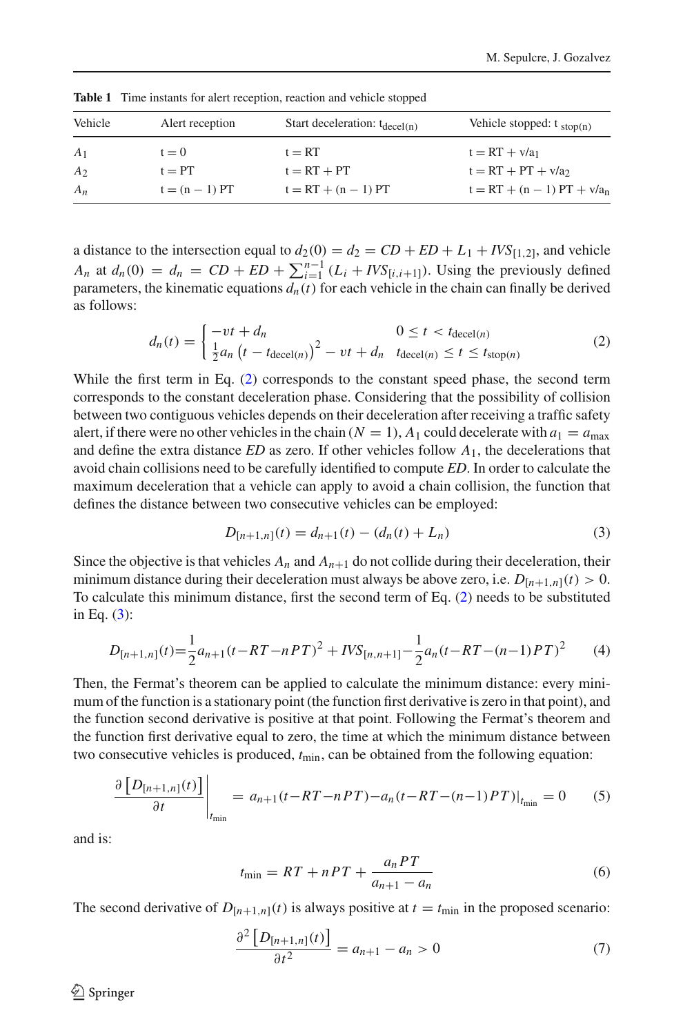**Table 1** Time instants for alert reception, reaction and vehicle stopped

| Vehicle | Alert reception | Start deceleration: $t_{decel(n)}$ | Vehicle stopped: $t_{stop(n)}$ |
|---|---|---|---|
| $A_1$ | t = 0 | t = RT | $t = RT + v/a_1$ |
| $A_2$ | t = PT | t = RT + PT | $t = RT + PT + v/a_2$ |
| $A_n$ | t = (n − 1) PT | t = RT + (n − 1) PT | $t = RT + (n-1)\,PT + v/a_n$ |

a distance to the intersection equal to $d_2(0) = d_2 = CD + ED + L_1 + IVS_{[1,2]}$, and vehicle $A_n$ at $d_n(0) = d_n = CD + ED + \sum_{i=1}^{n-1}(L_i + IVS_{[i,i+1]})$. Using the previously defined parameters, the kinematic equations $d_n(t)$ for each vehicle in the chain can finally be derived as follows:

$$d_n(t) = \begin{cases} -vt + d_n & 0 \le t < t_{\text{decel}(n)} \\ \frac{1}{2}a_n\left(t - t_{\text{decel}(n)}\right)^2 - vt + d_n & t_{\text{decel}(n)} \le t \le t_{\text{stop}(n)} \end{cases} \tag{2}$$

While the first term in Eq. (2) corresponds to the constant speed phase, the second term corresponds to the constant deceleration phase. Considering that the possibility of collision between two contiguous vehicles depends on their deceleration after receiving a traffic safety alert, if there were no other vehicles in the chain ($N = 1$), $A_1$ could decelerate with $a_1 = a_{\max}$ and define the extra distance $ED$ as zero. If other vehicles follow $A_1$, the decelerations that avoid chain collisions need to be carefully identified to compute $ED$. In order to calculate the maximum deceleration that a vehicle can apply to avoid a chain collision, the function that defines the distance between two consecutive vehicles can be employed:

$$D_{[n+1,n]}(t) = d_{n+1}(t) - (d_n(t) + L_n) \tag{3}$$

Since the objective is that vehicles $A_n$ and $A_{n+1}$ do not collide during their deceleration, their minimum distance during their deceleration must always be above zero, i.e. $D_{[n+1,n]}(t) > 0$. To calculate this minimum distance, first the second term of Eq. (2) needs to be substituted in Eq. (3):

$$D_{[n+1,n]}(t) = \frac{1}{2}a_{n+1}(t - RT - nPT)^2 + IVS_{[n,n+1]} - \frac{1}{2}a_n(t - RT - (n-1)PT)^2 \tag{4}$$

Then, the Fermat's theorem can be applied to calculate the minimum distance: every minimum of the function is a stationary point (the function first derivative is zero in that point), and the function second derivative is positive at that point. Following the Fermat's theorem and the function first derivative equal to zero, the time at which the minimum distance between two consecutive vehicles is produced, $t_{\min}$, can be obtained from the following equation:

$$\left.\frac{\partial\left[D_{[n+1,n]}(t)\right]}{\partial t}\right|_{t_{\min}} = a_{n+1}(t - RT - nPT) - a_n(t - RT - (n-1)PT)|_{t_{\min}} = 0 \tag{5}$$

and is:

$$t_{\min} = RT + nPT + \frac{a_n PT}{a_{n+1} - a_n} \tag{6}$$

The second derivative of $D_{[n+1,n]}(t)$ is always positive at $t = t_{\min}$ in the proposed scenario:

$$\frac{\partial^2\left[D_{[n+1,n]}(t)\right]}{\partial t^2} = a_{n+1} - a_n > 0 \tag{7}$$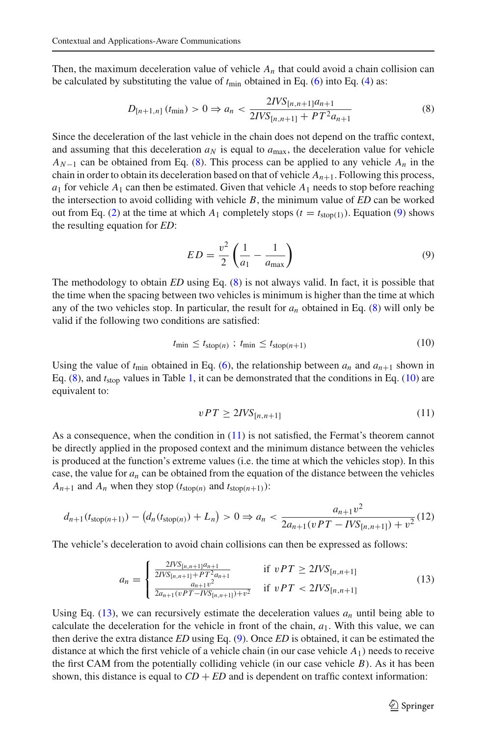Then, the maximum deceleration value of vehicle $A_n$ that could avoid a chain collision can be calculated by substituting the value of $t_{\min}$ obtained in Eq. (6) into Eq. (4) as:

$$D_{[n+1,n]}(t_{\min}) > 0 \Rightarrow a_n < \frac{2IVS_{[n,n+1]}a_{n+1}}{2IVS_{[n,n+1]} + PT^2 a_{n+1}} \tag{8}$$

Since the deceleration of the last vehicle in the chain does not depend on the traffic context, and assuming that this deceleration $a_N$ is equal to $a_{\max}$, the deceleration value for vehicle $A_{N-1}$ can be obtained from Eq. (8). This process can be applied to any vehicle $A_n$ in the chain in order to obtain its deceleration based on that of vehicle $A_{n+1}$. Following this process, $a_1$ for vehicle $A_1$ can then be estimated. Given that vehicle $A_1$ needs to stop before reaching the intersection to avoid colliding with vehicle $B$, the minimum value of $ED$ can be worked out from Eq. (2) at the time at which $A_1$ completely stops ($t = t_{\text{stop}(1)}$). Equation (9) shows the resulting equation for $ED$:

$$ED = \frac{v^2}{2}\left(\frac{1}{a_1} - \frac{1}{a_{\max}}\right) \tag{9}$$

The methodology to obtain $ED$ using Eq. (8) is not always valid. In fact, it is possible that the time when the spacing between two vehicles is minimum is higher than the time at which any of the two vehicles stop. In particular, the result for $a_n$ obtained in Eq. (8) will only be valid if the following two conditions are satisfied:

$$t_{\min} \leq t_{\text{stop}(n)} \; ; \; t_{\min} \leq t_{\text{stop}(n+1)} \tag{10}$$

Using the value of $t_{\min}$ obtained in Eq. (6), the relationship between $a_n$ and $a_{n+1}$ shown in Eq. (8), and $t_{\text{stop}}$ values in Table 1, it can be demonstrated that the conditions in Eq. (10) are equivalent to:

$$vPT \geq 2IVS_{[n,n+1]} \tag{11}$$

As a consequence, when the condition in (11) is not satisfied, the Fermat's theorem cannot be directly applied in the proposed context and the minimum distance between the vehicles is produced at the function's extreme values (i.e. the time at which the vehicles stop). In this case, the value for $a_n$ can be obtained from the equation of the distance between the vehicles $A_{n+1}$ and $A_n$ when they stop ($t_{\text{stop}(n)}$ and $t_{\text{stop}(n+1)}$):

$$d_{n+1}(t_{\text{stop}(n+1)}) - \left(d_n(t_{\text{stop}(n)}) + L_n\right) > 0 \Rightarrow a_n < \frac{a_{n+1}v^2}{2a_{n+1}(vPT - IVS_{[n,n+1]}) + v^2} \tag{12}$$

The vehicle's deceleration to avoid chain collisions can then be expressed as follows:

$$a_n = \begin{cases} \frac{2IVS_{[n,n+1]}a_{n+1}}{2IVS_{[n,n+1]} + PT^2 a_{n+1}} & \text{if } vPT \geq 2IVS_{[n,n+1]} \\ \frac{a_{n+1}v^2}{2a_{n+1}(vPT - IVS_{[n,n+1]}) + v^2} & \text{if } vPT < 2IVS_{[n,n+1]} \end{cases} \tag{13}$$

Using Eq. (13), we can recursively estimate the deceleration values $a_n$ until being able to calculate the deceleration for the vehicle in front of the chain, $a_1$. With this value, we can then derive the extra distance $ED$ using Eq. (9). Once $ED$ is obtained, it can be estimated the distance at which the first vehicle of a vehicle chain (in our case vehicle $A_1$) needs to receive the first CAM from the potentially colliding vehicle (in our case vehicle $B$). As it has been shown, this distance is equal to $CD + ED$ and is dependent on traffic context information: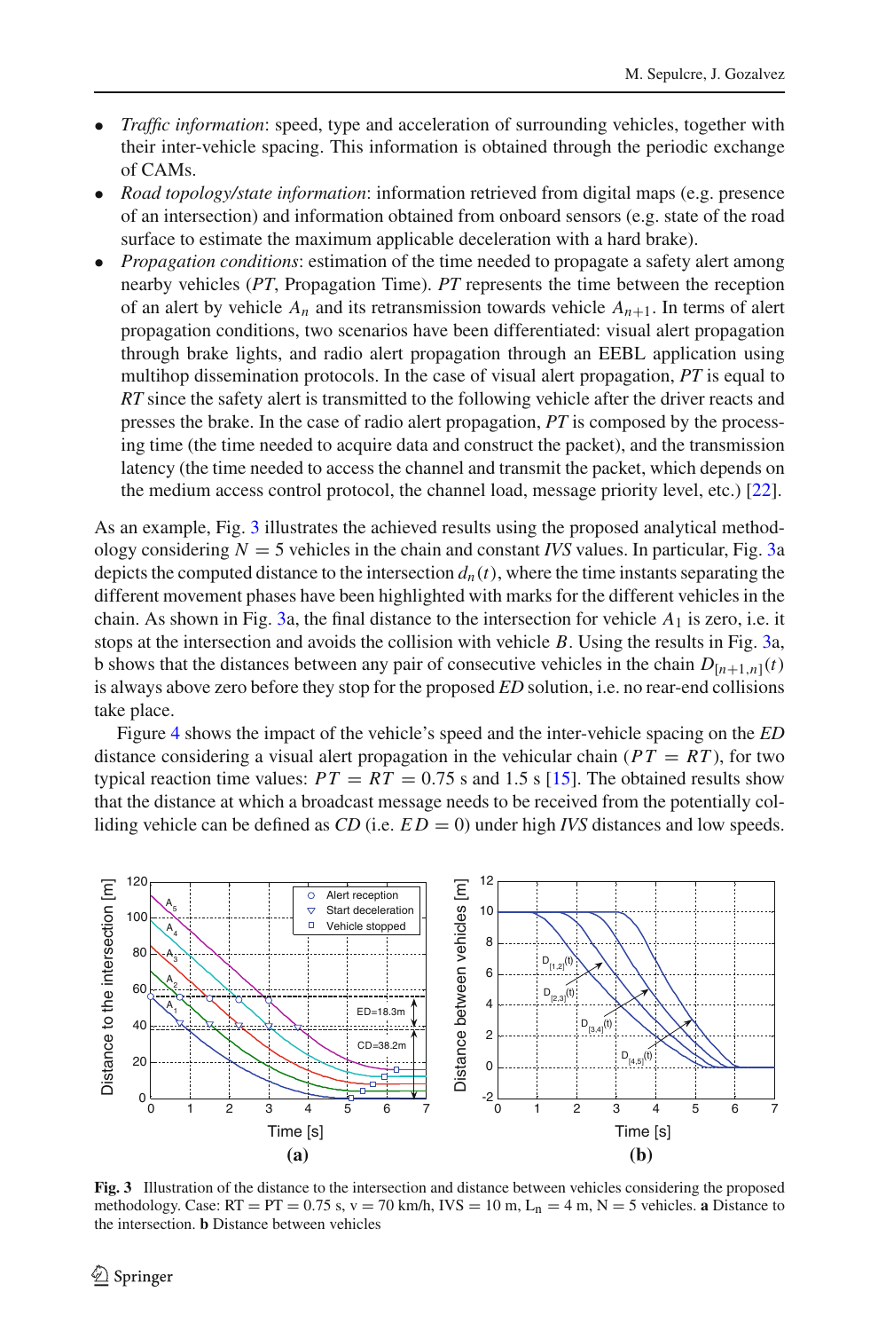- *Traffic information*: speed, type and acceleration of surrounding vehicles, together with their inter-vehicle spacing. This information is obtained through the periodic exchange of CAMs.
- *Road topology/state information*: information retrieved from digital maps (e.g. presence of an intersection) and information obtained from onboard sensors (e.g. state of the road surface to estimate the maximum applicable deceleration with a hard brake).
- *Propagation conditions*: estimation of the time needed to propagate a safety alert among nearby vehicles (*PT*, Propagation Time). *PT* represents the time between the reception of an alert by vehicle $A_n$ and its retransmission towards vehicle $A_{n+1}$. In terms of alert propagation conditions, two scenarios have been differentiated: visual alert propagation through brake lights, and radio alert propagation through an EEBL application using multihop dissemination protocols. In the case of visual alert propagation, *PT* is equal to *RT* since the safety alert is transmitted to the following vehicle after the driver reacts and presses the brake. In the case of radio alert propagation, *PT* is composed by the processing time (the time needed to acquire data and construct the packet), and the transmission latency (the time needed to access the channel and transmit the packet, which depends on the medium access control protocol, the channel load, message priority level, etc.) [22].

As an example, Fig. 3 illustrates the achieved results using the proposed analytical methodology considering $N = 5$ vehicles in the chain and constant *IVS* values. In particular, Fig. 3a depicts the computed distance to the intersection $d_n(t)$, where the time instants separating the different movement phases have been highlighted with marks for the different vehicles in the chain. As shown in Fig. 3a, the final distance to the intersection for vehicle $A_1$ is zero, i.e. it stops at the intersection and avoids the collision with vehicle $B$. Using the results in Fig. 3a, b shows that the distances between any pair of consecutive vehicles in the chain $D_{[n+1,n]}(t)$ is always above zero before they stop for the proposed *ED* solution, i.e. no rear-end collisions take place.

Figure 4 shows the impact of the vehicle's speed and the inter-vehicle spacing on the *ED* distance considering a visual alert propagation in the vehicular chain ($PT = RT$), for two typical reaction time values: $PT = RT = 0.75$ s and 1.5 s [15]. The obtained results show that the distance at which a broadcast message needs to be received from the potentially colliding vehicle can be defined as *CD* (i.e. $ED = 0$) under high *IVS* distances and low speeds.

**Fig. 3** Illustration of the distance to the intersection and distance between vehicles considering the proposed methodology. Case: RT = PT = 0.75 s, v = 70 km/h, IVS = 10 m, $L_n$ = 4 m, N = 5 vehicles. **a** Distance to the intersection. **b** Distance between vehicles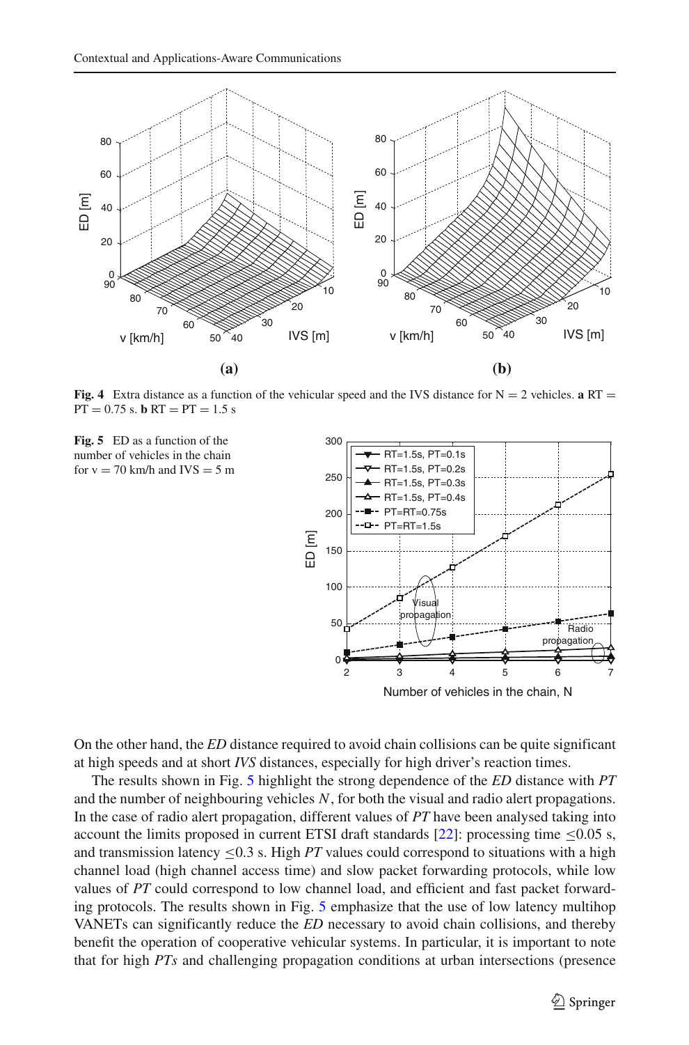**Fig. 4** Extra distance as a function of the vehicular speed and the IVS distance for N = 2 vehicles. **a** RT = PT = 0.75 s. **b** RT = PT = 1.5 s

**Fig. 5** ED as a function of the number of vehicles in the chain for v = 70 km/h and IVS = 5 m

On the other hand, the *ED* distance required to avoid chain collisions can be quite significant at high speeds and at short *IVS* distances, especially for high driver's reaction times.

The results shown in Fig. 5 highlight the strong dependence of the *ED* distance with *PT* and the number of neighbouring vehicles *N*, for both the visual and radio alert propagations. In the case of radio alert propagation, different values of *PT* have been analysed taking into account the limits proposed in current ETSI draft standards [22]: processing time ≤0.05 s, and transmission latency ≤0.3 s. High *PT* values could correspond to situations with a high channel load (high channel access time) and slow packet forwarding protocols, while low values of *PT* could correspond to low channel load, and efficient and fast packet forwarding protocols. The results shown in Fig. 5 emphasize that the use of low latency multihop VANETs can significantly reduce the *ED* necessary to avoid chain collisions, and thereby benefit the operation of cooperative vehicular systems. In particular, it is important to note that for high *PTs* and challenging propagation conditions at urban intersections (presence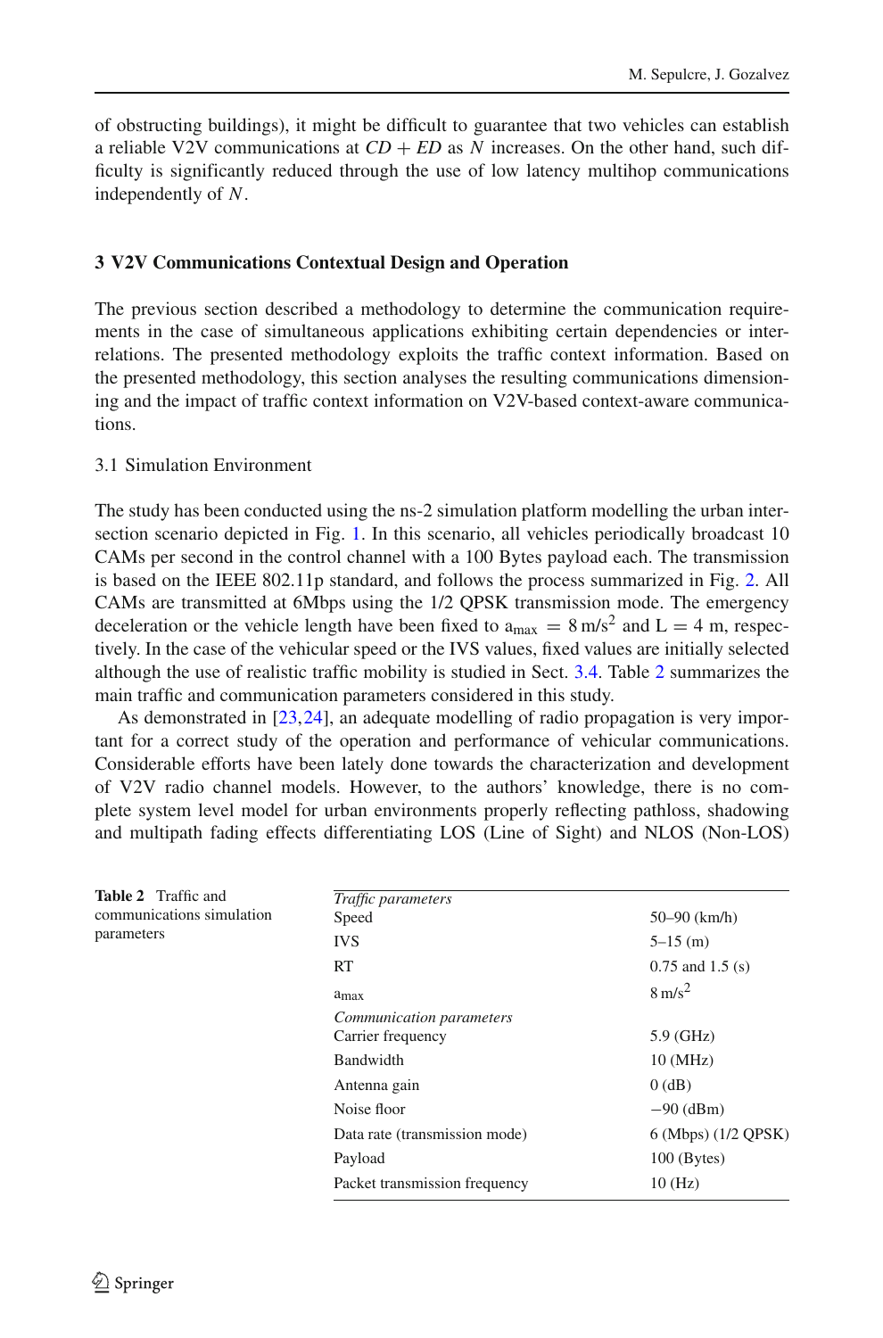of obstructing buildings), it might be difficult to guarantee that two vehicles can establish a reliable V2V communications at $CD + ED$ as $N$ increases. On the other hand, such difficulty is significantly reduced through the use of low latency multihop communications independently of $N$.

## 3 V2V Communications Contextual Design and Operation

The previous section described a methodology to determine the communication requirements in the case of simultaneous applications exhibiting certain dependencies or interrelations. The presented methodology exploits the traffic context information. Based on the presented methodology, this section analyses the resulting communications dimensioning and the impact of traffic context information on V2V-based context-aware communications.

### 3.1 Simulation Environment

The study has been conducted using the ns-2 simulation platform modelling the urban intersection scenario depicted in Fig. 1. In this scenario, all vehicles periodically broadcast 10 CAMs per second in the control channel with a 100 Bytes payload each. The transmission is based on the IEEE 802.11p standard, and follows the process summarized in Fig. 2. All CAMs are transmitted at 6Mbps using the 1/2 QPSK transmission mode. The emergency deceleration or the vehicle length have been fixed to $a_{max} = 8\,m/s^2$ and L = 4 m, respectively. In the case of the vehicular speed or the IVS values, fixed values are initially selected although the use of realistic traffic mobility is studied in Sect. 3.4. Table 2 summarizes the main traffic and communication parameters considered in this study.

As demonstrated in [23,24], an adequate modelling of radio propagation is very important for a correct study of the operation and performance of vehicular communications. Considerable efforts have been lately done towards the characterization and development of V2V radio channel models. However, to the authors' knowledge, there is no complete system level model for urban environments properly reflecting pathloss, shadowing and multipath fading effects differentiating LOS (Line of Sight) and NLOS (Non-LOS)

**Table 2** Traffic and communications simulation parameters

| | |
|---|---|
| *Traffic parameters* | |
| Speed | 50–90 (km/h) |
| IVS | 5–15 (m) |
| RT | 0.75 and 1.5 (s) |
| $a_{max}$ | $8\,m/s^2$ |
| *Communication parameters* | |
| Carrier frequency | 5.9 (GHz) |
| Bandwidth | 10 (MHz) |
| Antenna gain | 0 (dB) |
| Noise floor | −90 (dBm) |
| Data rate (transmission mode) | 6 (Mbps) (1/2 QPSK) |
| Payload | 100 (Bytes) |
| Packet transmission frequency | 10 (Hz) |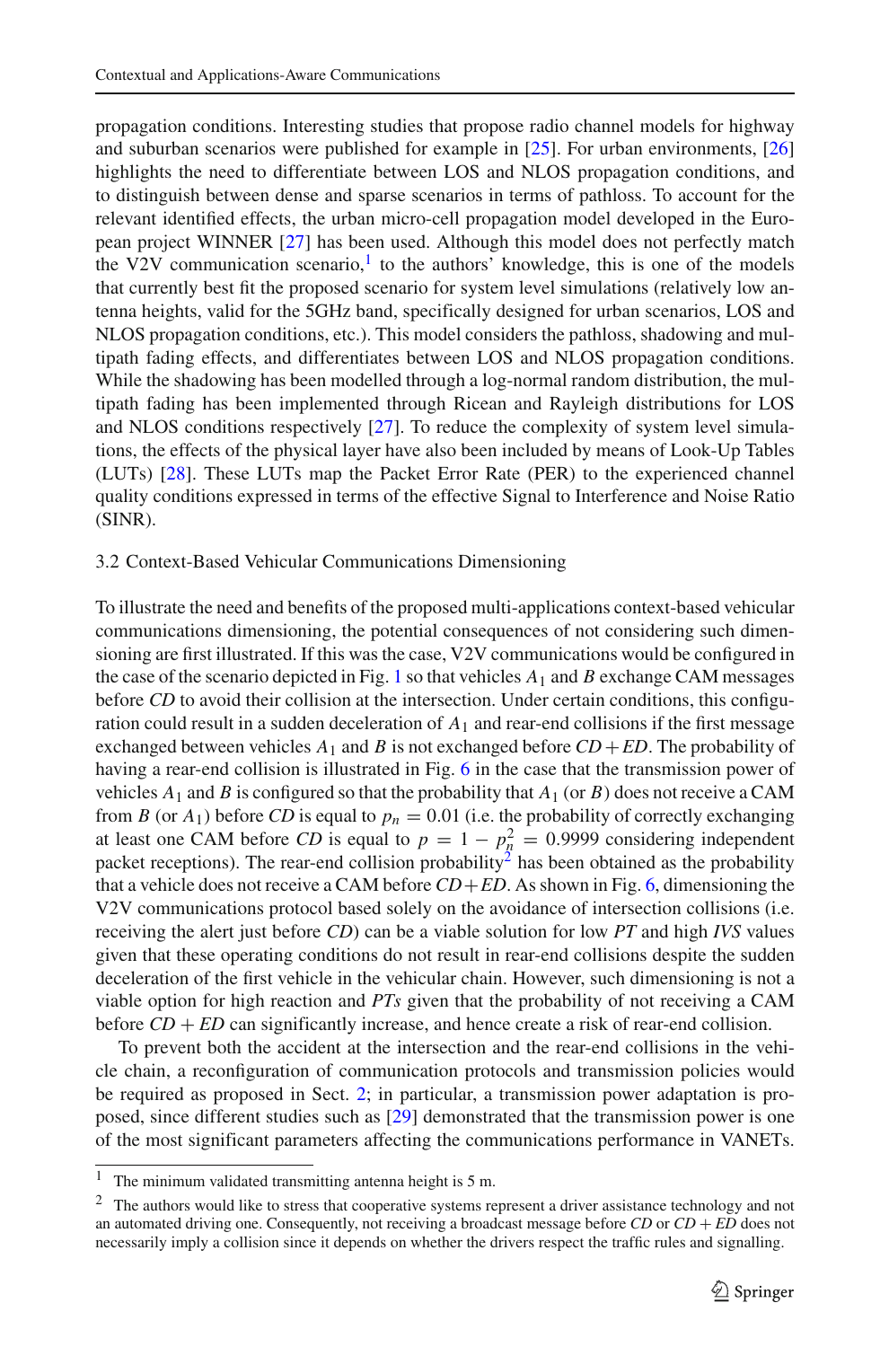propagation conditions. Interesting studies that propose radio channel models for highway and suburban scenarios were published for example in [25]. For urban environments, [26] highlights the need to differentiate between LOS and NLOS propagation conditions, and to distinguish between dense and sparse scenarios in terms of pathloss. To account for the relevant identified effects, the urban micro-cell propagation model developed in the European project WINNER [27] has been used. Although this model does not perfectly match the V2V communication scenario,[1] to the authors' knowledge, this is one of the models that currently best fit the proposed scenario for system level simulations (relatively low antenna heights, valid for the 5GHz band, specifically designed for urban scenarios, LOS and NLOS propagation conditions, etc.). This model considers the pathloss, shadowing and multipath fading effects, and differentiates between LOS and NLOS propagation conditions. While the shadowing has been modelled through a log-normal random distribution, the multipath fading has been implemented through Ricean and Rayleigh distributions for LOS and NLOS conditions respectively [27]. To reduce the complexity of system level simulations, the effects of the physical layer have also been included by means of Look-Up Tables (LUTs) [28]. These LUTs map the Packet Error Rate (PER) to the experienced channel quality conditions expressed in terms of the effective Signal to Interference and Noise Ratio (SINR).

## 3.2 Context-Based Vehicular Communications Dimensioning

To illustrate the need and benefits of the proposed multi-applications context-based vehicular communications dimensioning, the potential consequences of not considering such dimensioning are first illustrated. If this was the case, V2V communications would be configured in the case of the scenario depicted in Fig. 1 so that vehicles $A_1$ and $B$ exchange CAM messages before *CD* to avoid their collision at the intersection. Under certain conditions, this configuration could result in a sudden deceleration of $A_1$ and rear-end collisions if the first message exchanged between vehicles $A_1$ and $B$ is not exchanged before $CD + ED$. The probability of having a rear-end collision is illustrated in Fig. 6 in the case that the transmission power of vehicles $A_1$ and $B$ is configured so that the probability that $A_1$ (or $B$) does not receive a CAM from $B$ (or $A_1$) before *CD* is equal to $p_n = 0.01$ (i.e. the probability of correctly exchanging at least one CAM before *CD* is equal to $p = 1 - p_n^2 = 0.9999$ considering independent packet receptions). The rear-end collision probability[2] has been obtained as the probability that a vehicle does not receive a CAM before $CD + ED$. As shown in Fig. 6, dimensioning the V2V communications protocol based solely on the avoidance of intersection collisions (i.e. receiving the alert just before *CD*) can be a viable solution for low *PT* and high *IVS* values given that these operating conditions do not result in rear-end collisions despite the sudden deceleration of the first vehicle in the vehicular chain. However, such dimensioning is not a viable option for high reaction and *PTs* given that the probability of not receiving a CAM before $CD + ED$ can significantly increase, and hence create a risk of rear-end collision.

To prevent both the accident at the intersection and the rear-end collisions in the vehicle chain, a reconfiguration of communication protocols and transmission policies would be required as proposed in Sect. 2; in particular, a transmission power adaptation is proposed, since different studies such as [29] demonstrated that the transmission power is one of the most significant parameters affecting the communications performance in VANETs.

[1] The minimum validated transmitting antenna height is 5 m.

[2] The authors would like to stress that cooperative systems represent a driver assistance technology and not an automated driving one. Consequently, not receiving a broadcast message before *CD* or $CD + ED$ does not necessarily imply a collision since it depends on whether the drivers respect the traffic rules and signalling.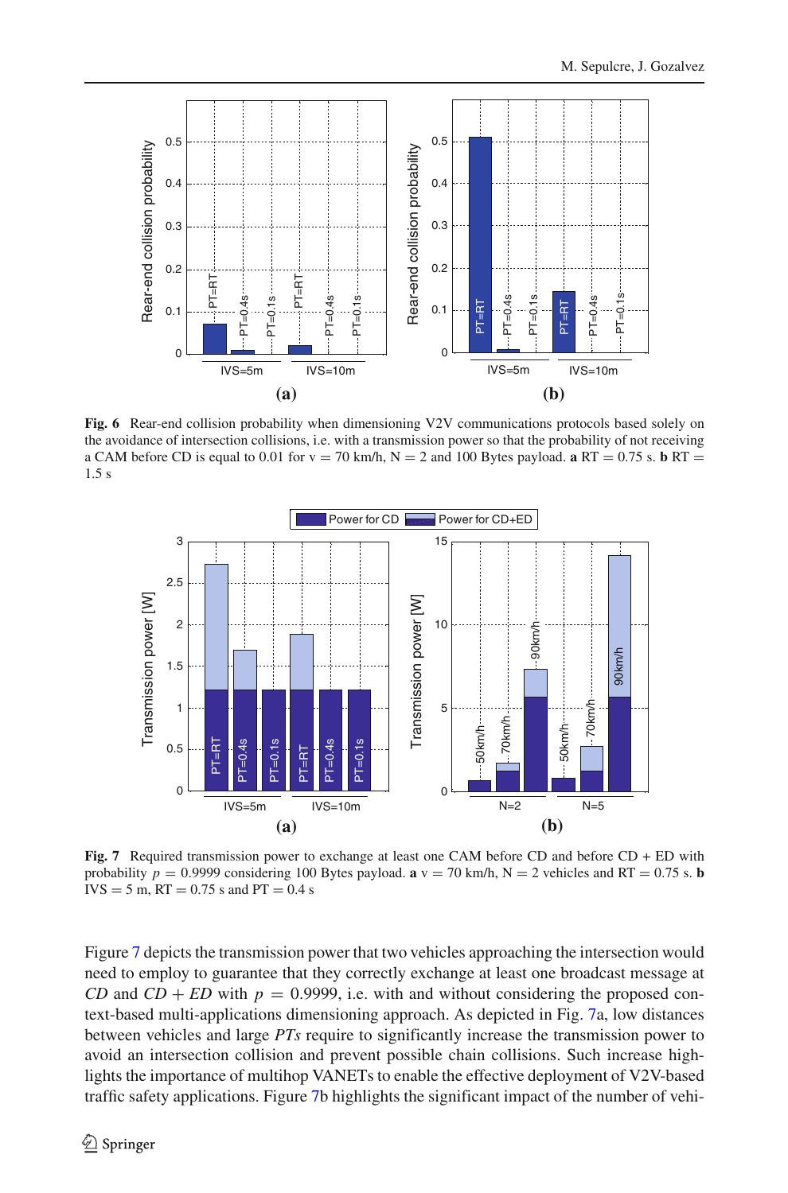**Fig. 6** Rear-end collision probability when dimensioning V2V communications protocols based solely on the avoidance of intersection collisions, i.e. with a transmission power so that the probability of not receiving a CAM before CD is equal to 0.01 for v = 70 km/h, N = 2 and 100 Bytes payload. **a** RT = 0.75 s. **b** RT = 1.5 s

**Fig. 7** Required transmission power to exchange at least one CAM before CD and before CD + ED with probability $p = 0.9999$ considering 100 Bytes payload. **a** v = 70 km/h, N = 2 vehicles and RT = 0.75 s. **b** IVS = 5 m, RT = 0.75 s and PT = 0.4 s

Figure 7 depicts the transmission power that two vehicles approaching the intersection would need to employ to guarantee that they correctly exchange at least one broadcast message at *CD* and *CD* + *ED* with $p = 0.9999$, i.e. with and without considering the proposed context-based multi-applications dimensioning approach. As depicted in Fig. 7a, low distances between vehicles and large *PTs* require to significantly increase the transmission power to avoid an intersection collision and prevent possible chain collisions. Such increase highlights the importance of multihop VANETs to enable the effective deployment of V2V-based traffic safety applications. Figure 7b highlights the significant impact of the number of vehi-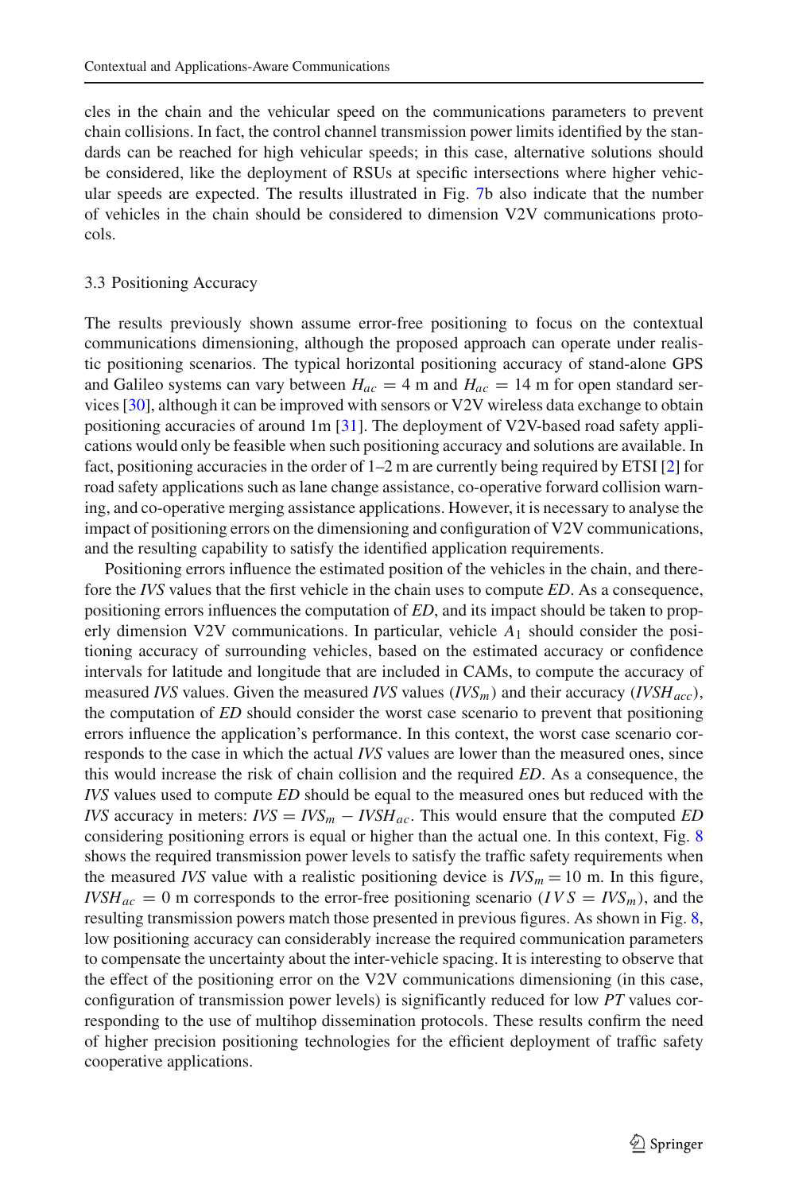cles in the chain and the vehicular speed on the communications parameters to prevent chain collisions. In fact, the control channel transmission power limits identified by the standards can be reached for high vehicular speeds; in this case, alternative solutions should be considered, like the deployment of RSUs at specific intersections where higher vehicular speeds are expected. The results illustrated in Fig. 7b also indicate that the number of vehicles in the chain should be considered to dimension V2V communications protocols.

### 3.3 Positioning Accuracy

The results previously shown assume error-free positioning to focus on the contextual communications dimensioning, although the proposed approach can operate under realistic positioning scenarios. The typical horizontal positioning accuracy of stand-alone GPS and Galileo systems can vary between $H_{ac} = 4$ m and $H_{ac} = 14$ m for open standard services [30], although it can be improved with sensors or V2V wireless data exchange to obtain positioning accuracies of around 1m [31]. The deployment of V2V-based road safety applications would only be feasible when such positioning accuracy and solutions are available. In fact, positioning accuracies in the order of 1–2 m are currently being required by ETSI [2] for road safety applications such as lane change assistance, co-operative forward collision warning, and co-operative merging assistance applications. However, it is necessary to analyse the impact of positioning errors on the dimensioning and configuration of V2V communications, and the resulting capability to satisfy the identified application requirements.

Positioning errors influence the estimated position of the vehicles in the chain, and therefore the *IVS* values that the first vehicle in the chain uses to compute *ED*. As a consequence, positioning errors influences the computation of *ED*, and its impact should be taken to properly dimension V2V communications. In particular, vehicle $A_1$ should consider the positioning accuracy of surrounding vehicles, based on the estimated accuracy or confidence intervals for latitude and longitude that are included in CAMs, to compute the accuracy of measured *IVS* values. Given the measured *IVS* values ($IVS_m$) and their accuracy ($IVSH_{acc}$), the computation of *ED* should consider the worst case scenario to prevent that positioning errors influence the application's performance. In this context, the worst case scenario corresponds to the case in which the actual *IVS* values are lower than the measured ones, since this would increase the risk of chain collision and the required *ED*. As a consequence, the *IVS* values used to compute *ED* should be equal to the measured ones but reduced with the *IVS* accuracy in meters: $IVS = IVS_m - IVSH_{ac}$. This would ensure that the computed *ED* considering positioning errors is equal or higher than the actual one. In this context, Fig. 8 shows the required transmission power levels to satisfy the traffic safety requirements when the measured *IVS* value with a realistic positioning device is $IVS_m = 10$ m. In this figure, $IVSH_{ac} = 0$ m corresponds to the error-free positioning scenario ($IVS = IVS_m$), and the resulting transmission powers match those presented in previous figures. As shown in Fig. 8, low positioning accuracy can considerably increase the required communication parameters to compensate the uncertainty about the inter-vehicle spacing. It is interesting to observe that the effect of the positioning error on the V2V communications dimensioning (in this case, configuration of transmission power levels) is significantly reduced for low *PT* values corresponding to the use of multihop dissemination protocols. These results confirm the need of higher precision positioning technologies for the efficient deployment of traffic safety cooperative applications.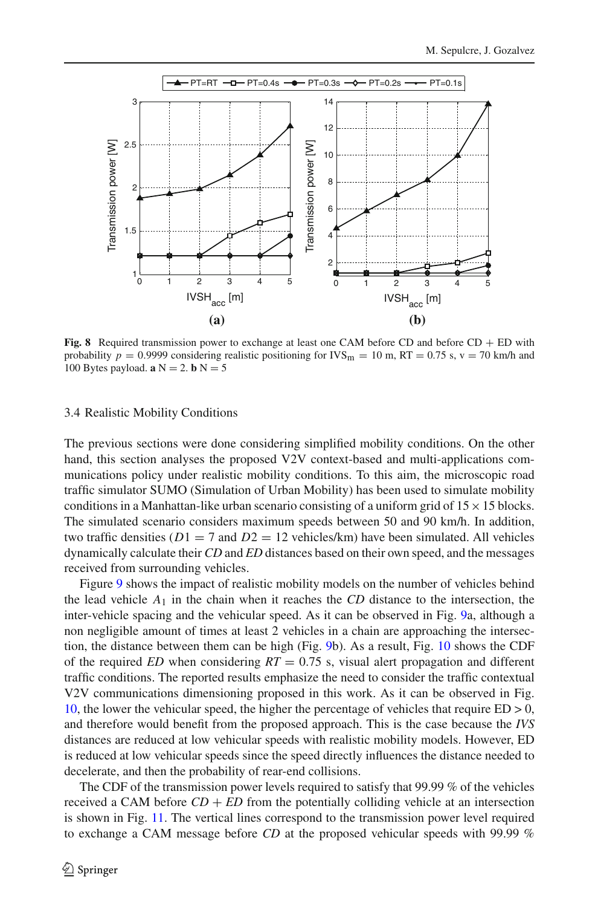**Fig. 8** Required transmission power to exchange at least one CAM before CD and before CD + ED with probability $p = 0.9999$ considering realistic positioning for $IVS_m = 10$ m, RT = 0.75 s, v = 70 km/h and 100 Bytes payload. **a** N = 2. **b** N = 5

### 3.4 Realistic Mobility Conditions

The previous sections were done considering simplified mobility conditions. On the other hand, this section analyses the proposed V2V context-based and multi-applications communications policy under realistic mobility conditions. To this aim, the microscopic road traffic simulator SUMO (Simulation of Urban Mobility) has been used to simulate mobility conditions in a Manhattan-like urban scenario consisting of a uniform grid of $15 \times 15$ blocks. The simulated scenario considers maximum speeds between 50 and 90 km/h. In addition, two traffic densities ($D1 = 7$ and $D2 = 12$ vehicles/km) have been simulated. All vehicles dynamically calculate their *CD* and *ED* distances based on their own speed, and the messages received from surrounding vehicles.

Figure 9 shows the impact of realistic mobility models on the number of vehicles behind the lead vehicle $A_1$ in the chain when it reaches the *CD* distance to the intersection, the inter-vehicle spacing and the vehicular speed. As it can be observed in Fig. 9a, although a non negligible amount of times at least 2 vehicles in a chain are approaching the intersection, the distance between them can be high (Fig. 9b). As a result, Fig. 10 shows the CDF of the required *ED* when considering $RT = 0.75$ s, visual alert propagation and different traffic conditions. The reported results emphasize the need to consider the traffic contextual V2V communications dimensioning proposed in this work. As it can be observed in Fig. 10, the lower the vehicular speed, the higher the percentage of vehicles that require ED > 0, and therefore would benefit from the proposed approach. This is the case because the *IVS* distances are reduced at low vehicular speeds with realistic mobility models. However, ED is reduced at low vehicular speeds since the speed directly influences the distance needed to decelerate, and then the probability of rear-end collisions.

The CDF of the transmission power levels required to satisfy that 99.99 % of the vehicles received a CAM before *CD* + *ED* from the potentially colliding vehicle at an intersection is shown in Fig. 11. The vertical lines correspond to the transmission power level required to exchange a CAM message before *CD* at the proposed vehicular speeds with 99.99 %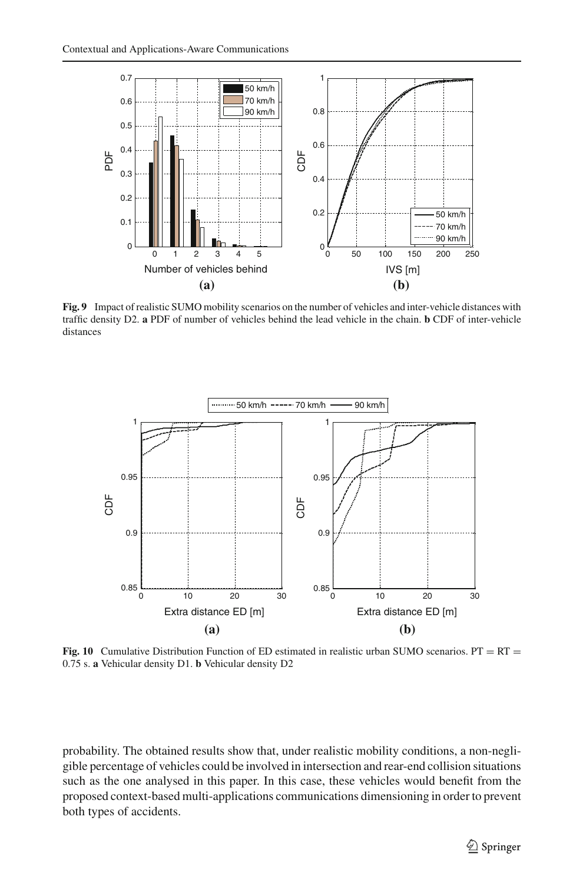**Fig. 9** Impact of realistic SUMO mobility scenarios on the number of vehicles and inter-vehicle distances with traffic density D2. **a** PDF of number of vehicles behind the lead vehicle in the chain. **b** CDF of inter-vehicle distances

**Fig. 10** Cumulative Distribution Function of ED estimated in realistic urban SUMO scenarios. PT = RT = 0.75 s. **a** Vehicular density D1. **b** Vehicular density D2

probability. The obtained results show that, under realistic mobility conditions, a non-negligible percentage of vehicles could be involved in intersection and rear-end collision situations such as the one analysed in this paper. In this case, these vehicles would benefit from the proposed context-based multi-applications communications dimensioning in order to prevent both types of accidents.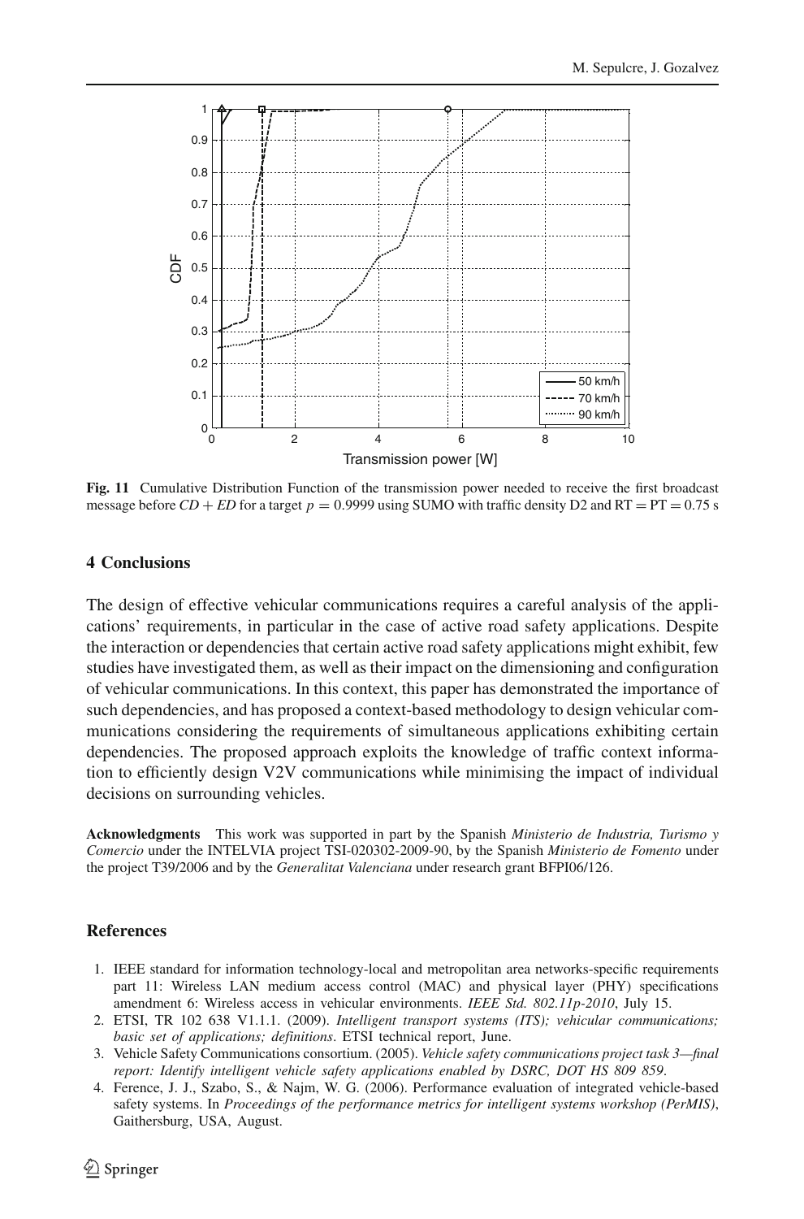**Fig. 11** Cumulative Distribution Function of the transmission power needed to receive the first broadcast message before $CD + ED$ for a target $p = 0.9999$ using SUMO with traffic density D2 and RT = PT = 0.75 s

## 4 Conclusions

The design of effective vehicular communications requires a careful analysis of the applications' requirements, in particular in the case of active road safety applications. Despite the interaction or dependencies that certain active road safety applications might exhibit, few studies have investigated them, as well as their impact on the dimensioning and configuration of vehicular communications. In this context, this paper has demonstrated the importance of such dependencies, and has proposed a context-based methodology to design vehicular communications considering the requirements of simultaneous applications exhibiting certain dependencies. The proposed approach exploits the knowledge of traffic context information to efficiently design V2V communications while minimising the impact of individual decisions on surrounding vehicles.

**Acknowledgments** This work was supported in part by the Spanish *Ministerio de Industria, Turismo y Comercio* under the INTELVIA project TSI-020302-2009-90, by the Spanish *Ministerio de Fomento* under the project T39/2006 and by the *Generalitat Valenciana* under research grant BFPI06/126.

## References

1. IEEE standard for information technology-local and metropolitan area networks-specific requirements part 11: Wireless LAN medium access control (MAC) and physical layer (PHY) specifications amendment 6: Wireless access in vehicular environments. *IEEE Std. 802.11p-2010*, July 15.
2. ETSI, TR 102 638 V1.1.1. (2009). *Intelligent transport systems (ITS); vehicular communications; basic set of applications; definitions*. ETSI technical report, June.
3. Vehicle Safety Communications consortium. (2005). *Vehicle safety communications project task 3—final report: Identify intelligent vehicle safety applications enabled by DSRC, DOT HS 809 859*.
4. Ference, J. J., Szabo, S., & Najm, W. G. (2006). Performance evaluation of integrated vehicle-based safety systems. In *Proceedings of the performance metrics for intelligent systems workshop (PerMIS)*, Gaithersburg, USA, August.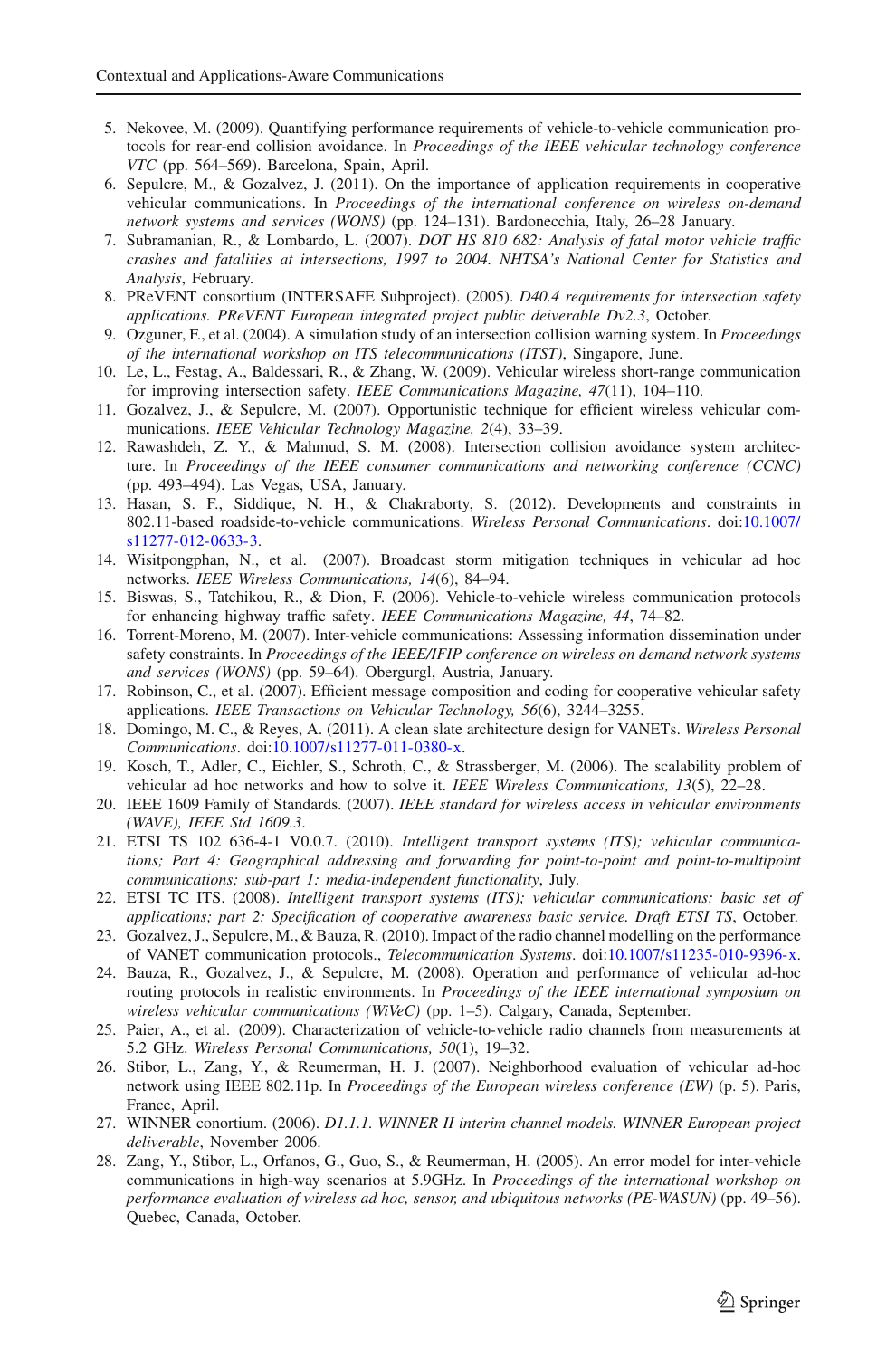5. Nekovee, M. (2009). Quantifying performance requirements of vehicle-to-vehicle communication protocols for rear-end collision avoidance. In *Proceedings of the IEEE vehicular technology conference VTC* (pp. 564–569). Barcelona, Spain, April.
6. Sepulcre, M., & Gozalvez, J. (2011). On the importance of application requirements in cooperative vehicular communications. In *Proceedings of the international conference on wireless on-demand network systems and services (WONS)* (pp. 124–131). Bardonecchia, Italy, 26–28 January.
7. Subramanian, R., & Lombardo, L. (2007). *DOT HS 810 682: Analysis of fatal motor vehicle traffic crashes and fatalities at intersections, 1997 to 2004. NHTSA's National Center for Statistics and Analysis*, February.
8. PReVENT consortium (INTERSAFE Subproject). (2005). *D40.4 requirements for intersection safety applications. PReVENT European integrated project public deiverable Dv2.3*, October.
9. Ozguner, F., et al. (2004). A simulation study of an intersection collision warning system. In *Proceedings of the international workshop on ITS telecommunications (ITST)*, Singapore, June.
10. Le, L., Festag, A., Baldessari, R., & Zhang, W. (2009). Vehicular wireless short-range communication for improving intersection safety. *IEEE Communications Magazine, 47*(11), 104–110.
11. Gozalvez, J., & Sepulcre, M. (2007). Opportunistic technique for efficient wireless vehicular communications. *IEEE Vehicular Technology Magazine, 2*(4), 33–39.
12. Rawashdeh, Z. Y., & Mahmud, S. M. (2008). Intersection collision avoidance system architecture. In *Proceedings of the IEEE consumer communications and networking conference (CCNC)* (pp. 493–494). Las Vegas, USA, January.
13. Hasan, S. F., Siddique, N. H., & Chakraborty, S. (2012). Developments and constraints in 802.11-based roadside-to-vehicle communications. *Wireless Personal Communications*. doi:10.1007/s11277-012-0633-3.
14. Wisitpongphan, N., et al. (2007). Broadcast storm mitigation techniques in vehicular ad hoc networks. *IEEE Wireless Communications, 14*(6), 84–94.
15. Biswas, S., Tatchikou, R., & Dion, F. (2006). Vehicle-to-vehicle wireless communication protocols for enhancing highway traffic safety. *IEEE Communications Magazine, 44*, 74–82.
16. Torrent-Moreno, M. (2007). Inter-vehicle communications: Assessing information dissemination under safety constraints. In *Proceedings of the IEEE/IFIP conference on wireless on demand network systems and services (WONS)* (pp. 59–64). Obergurgl, Austria, January.
17. Robinson, C., et al. (2007). Efficient message composition and coding for cooperative vehicular safety applications. *IEEE Transactions on Vehicular Technology, 56*(6), 3244–3255.
18. Domingo, M. C., & Reyes, A. (2011). A clean slate architecture design for VANETs. *Wireless Personal Communications*. doi:10.1007/s11277-011-0380-x.
19. Kosch, T., Adler, C., Eichler, S., Schroth, C., & Strassberger, M. (2006). The scalability problem of vehicular ad hoc networks and how to solve it. *IEEE Wireless Communications, 13*(5), 22–28.
20. IEEE 1609 Family of Standards. (2007). *IEEE standard for wireless access in vehicular environments (WAVE), IEEE Std 1609.3*.
21. ETSI TS 102 636-4-1 V0.0.7. (2010). *Intelligent transport systems (ITS); vehicular communications; Part 4: Geographical addressing and forwarding for point-to-point and point-to-multipoint communications; sub-part 1: media-independent functionality*, July.
22. ETSI TC ITS. (2008). *Intelligent transport systems (ITS); vehicular communications; basic set of applications; part 2: Specification of cooperative awareness basic service. Draft ETSI TS*, October.
23. Gozalvez, J., Sepulcre, M., & Bauza, R. (2010). Impact of the radio channel modelling on the performance of VANET communication protocols., *Telecommunication Systems*. doi:10.1007/s11235-010-9396-x.
24. Bauza, R., Gozalvez, J., & Sepulcre, M. (2008). Operation and performance of vehicular ad-hoc routing protocols in realistic environments. In *Proceedings of the IEEE international symposium on wireless vehicular communications (WiVeC)* (pp. 1–5). Calgary, Canada, September.
25. Paier, A., et al. (2009). Characterization of vehicle-to-vehicle radio channels from measurements at 5.2 GHz. *Wireless Personal Communications, 50*(1), 19–32.
26. Stibor, L., Zang, Y., & Reumerman, H. J. (2007). Neighborhood evaluation of vehicular ad-hoc network using IEEE 802.11p. In *Proceedings of the European wireless conference (EW)* (p. 5). Paris, France, April.
27. WINNER conortium. (2006). *D1.1.1. WINNER II interim channel models. WINNER European project deliverable*, November 2006.
28. Zang, Y., Stibor, L., Orfanos, G., Guo, S., & Reumerman, H. (2005). An error model for inter-vehicle communications in high-way scenarios at 5.9GHz. In *Proceedings of the international workshop on performance evaluation of wireless ad hoc, sensor, and ubiquitous networks (PE-WASUN)* (pp. 49–56). Quebec, Canada, October.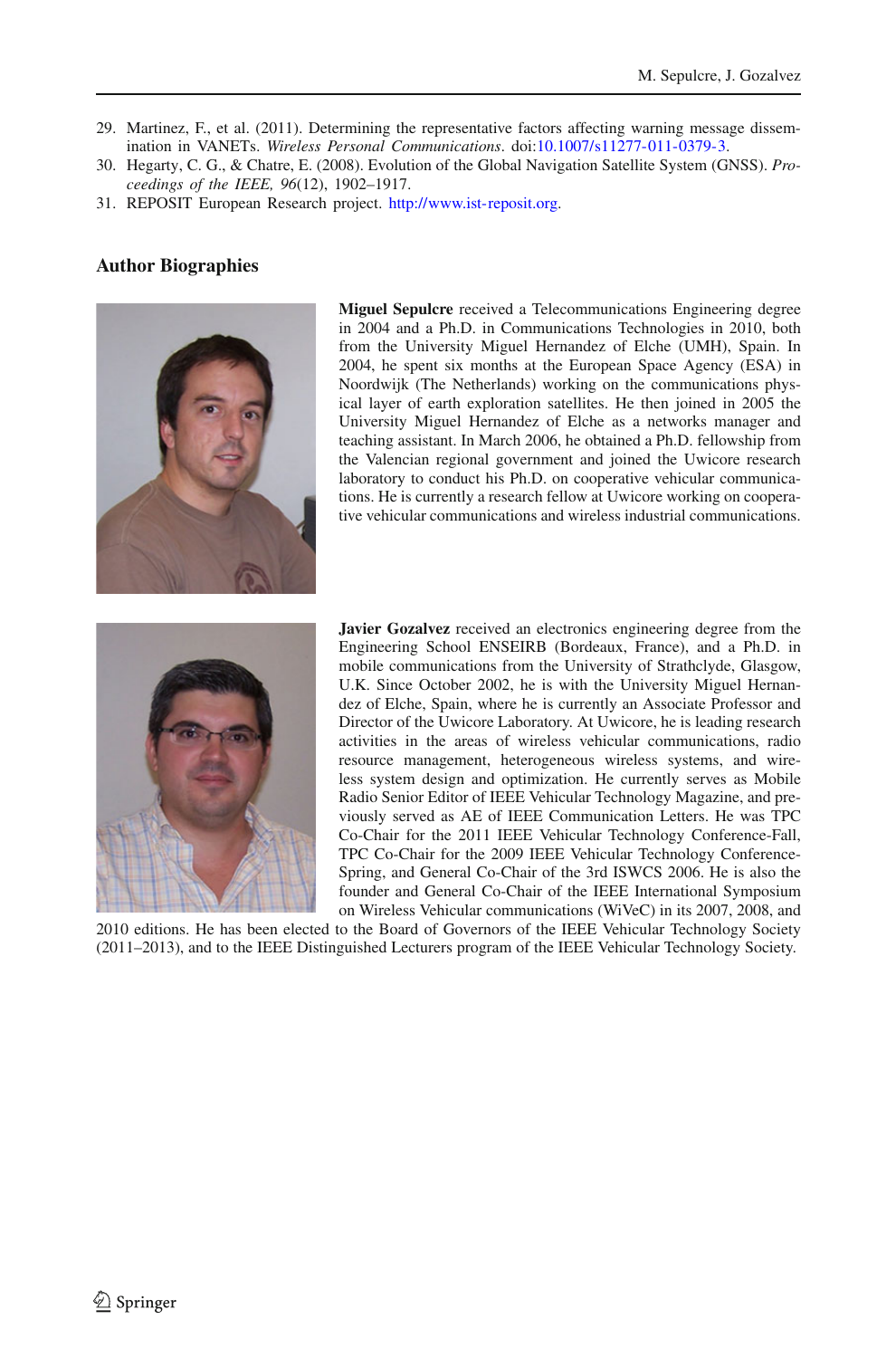29. Martinez, F., et al. (2011). Determining the representative factors affecting warning message dissemination in VANETs. *Wireless Personal Communications*. doi:10.1007/s11277-011-0379-3.
30. Hegarty, C. G., & Chatre, E. (2008). Evolution of the Global Navigation Satellite System (GNSS). *Proceedings of the IEEE, 96*(12), 1902–1917.
31. REPOSIT European Research project. http://www.ist-reposit.org.

## Author Biographies

**Miguel Sepulcre** received a Telecommunications Engineering degree in 2004 and a Ph.D. in Communications Technologies in 2010, both from the University Miguel Hernandez of Elche (UMH), Spain. In 2004, he spent six months at the European Space Agency (ESA) in Noordwijk (The Netherlands) working on the communications physical layer of earth exploration satellites. He then joined in 2005 the University Miguel Hernandez of Elche as a networks manager and teaching assistant. In March 2006, he obtained a Ph.D. fellowship from the Valencian regional government and joined the Uwicore research laboratory to conduct his Ph.D. on cooperative vehicular communications. He is currently a research fellow at Uwicore working on cooperative vehicular communications and wireless industrial communications.

**Javier Gozalvez** received an electronics engineering degree from the Engineering School ENSEIRB (Bordeaux, France), and a Ph.D. in mobile communications from the University of Strathclyde, Glasgow, U.K. Since October 2002, he is with the University Miguel Hernandez of Elche, Spain, where he is currently an Associate Professor and Director of the Uwicore Laboratory. At Uwicore, he is leading research activities in the areas of wireless vehicular communications, radio resource management, heterogeneous wireless systems, and wireless system design and optimization. He currently serves as Mobile Radio Senior Editor of IEEE Vehicular Technology Magazine, and previously served as AE of IEEE Communication Letters. He was TPC Co-Chair for the 2011 IEEE Vehicular Technology Conference-Fall, TPC Co-Chair for the 2009 IEEE Vehicular Technology Conference-Spring, and General Co-Chair of the 3rd ISWCS 2006. He is also the founder and General Co-Chair of the IEEE International Symposium on Wireless Vehicular communications (WiVeC) in its 2007, 2008, and 2010 editions. He has been elected to the Board of Governors of the IEEE Vehicular Technology Society (2011–2013), and to the IEEE Distinguished Lecturers program of the IEEE Vehicular Technology Society.